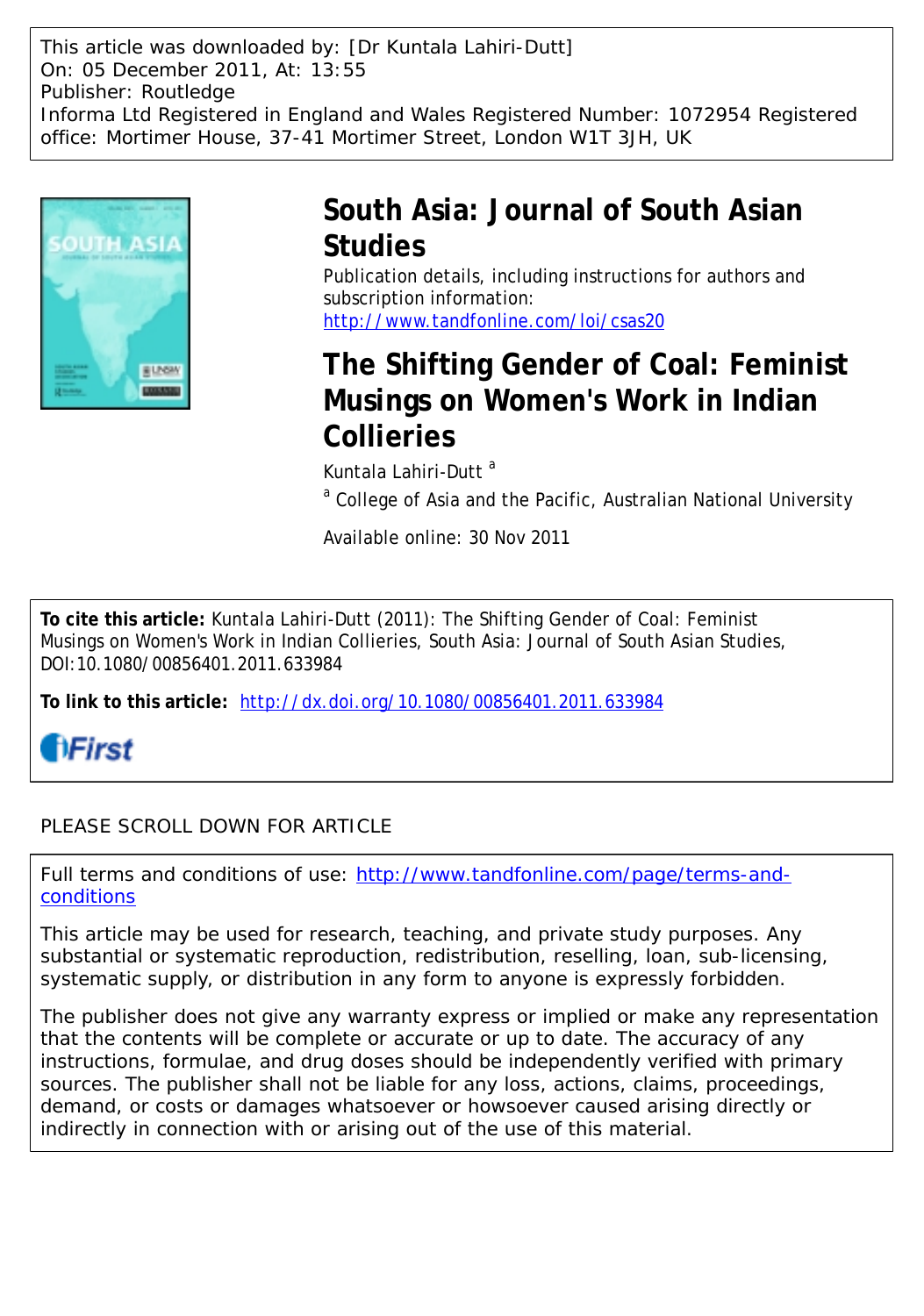This article was downloaded by: [Dr Kuntala Lahiri-Dutt]
On: 05 December 2011, At: 13:55
Publisher: Routledge
Informa Ltd Registered in England and Wales Registered Number: 1072954 Registered office: Mortimer House, 37-41 Mortimer Street, London W1T 3JH, UK

# South Asia: Journal of South Asian Studies

Publication details, including instructions for authors and subscription information:
http://www.tandfonline.com/loi/csas20

# The Shifting Gender of Coal: Feminist Musings on Women's Work in Indian Collieries

Kuntala Lahiri-Dutt [a]

[a] College of Asia and the Pacific, Australian National University

Available online: 30 Nov 2011

**To cite this article:** Kuntala Lahiri-Dutt (2011): The Shifting Gender of Coal: Feminist Musings on Women's Work in Indian Collieries, South Asia: Journal of South Asian Studies, DOI:10.1080/00856401.2011.633984

**To link to this article:** http://dx.doi.org/10.1080/00856401.2011.633984

iFirst

PLEASE SCROLL DOWN FOR ARTICLE

Full terms and conditions of use: http://www.tandfonline.com/page/terms-and-conditions

This article may be used for research, teaching, and private study purposes. Any substantial or systematic reproduction, redistribution, reselling, loan, sub-licensing, systematic supply, or distribution in any form to anyone is expressly forbidden.

The publisher does not give any warranty express or implied or make any representation that the contents will be complete or accurate or up to date. The accuracy of any instructions, formulae, and drug doses should be independently verified with primary sources. The publisher shall not be liable for any loss, actions, claims, proceedings, demand, or costs or damages whatsoever or howsoever caused arising directly or indirectly in connection with or arising out of the use of this material.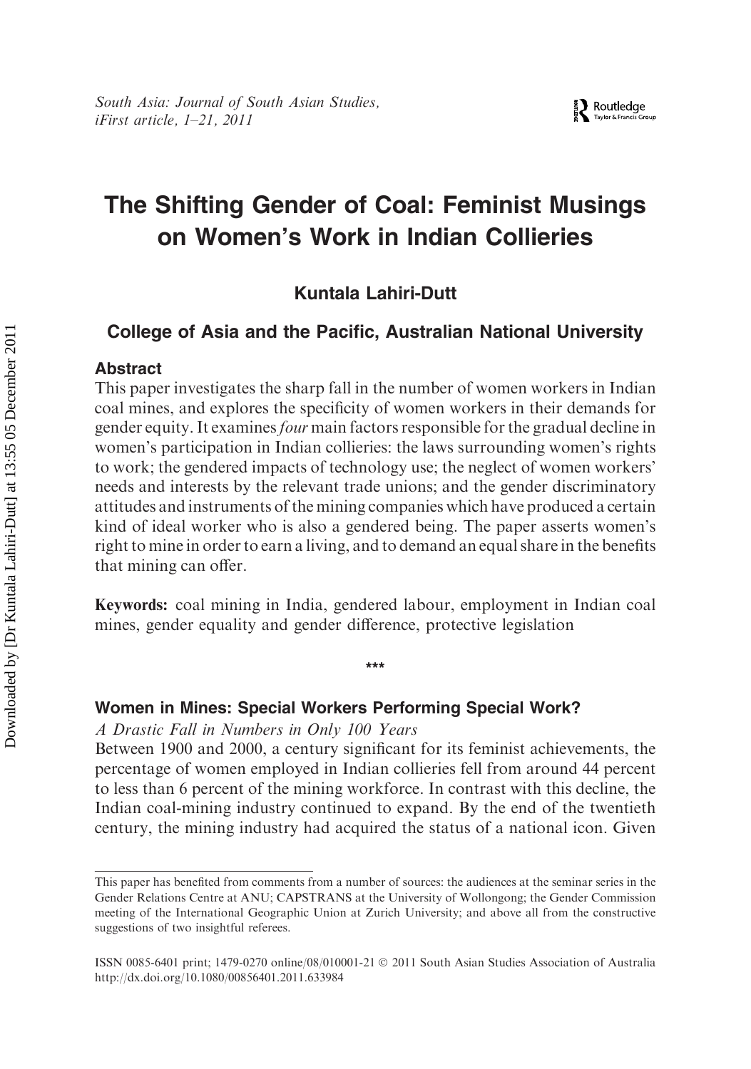# The Shifting Gender of Coal: Feminist Musings on Women's Work in Indian Collieries

**Kuntala Lahiri-Dutt**

**College of Asia and the Pacific, Australian National University**

### Abstract

This paper investigates the sharp fall in the number of women workers in Indian coal mines, and explores the specificity of women workers in their demands for gender equity. It examines *four* main factors responsible for the gradual decline in women's participation in Indian collieries: the laws surrounding women's rights to work; the gendered impacts of technology use; the neglect of women workers' needs and interests by the relevant trade unions; and the gender discriminatory attitudes and instruments of the mining companies which have produced a certain kind of ideal worker who is also a gendered being. The paper asserts women's right to mine in order to earn a living, and to demand an equal share in the benefits that mining can offer.

**Keywords:** coal mining in India, gendered labour, employment in Indian coal mines, gender equality and gender difference, protective legislation

***

## Women in Mines: Special Workers Performing Special Work?

*A Drastic Fall in Numbers in Only 100 Years*

Between 1900 and 2000, a century significant for its feminist achievements, the percentage of women employed in Indian collieries fell from around 44 percent to less than 6 percent of the mining workforce. In contrast with this decline, the Indian coal-mining industry continued to expand. By the end of the twentieth century, the mining industry had acquired the status of a national icon. Given

This paper has benefited from comments from a number of sources: the audiences at the seminar series in the Gender Relations Centre at ANU; CAPSTRANS at the University of Wollongong; the Gender Commission meeting of the International Geographic Union at Zurich University; and above all from the constructive suggestions of two insightful referees.

ISSN 0085-6401 print; 1479-0270 online/08/010001-21 © 2011 South Asian Studies Association of Australia
http://dx.doi.org/10.1080/00856401.2011.633984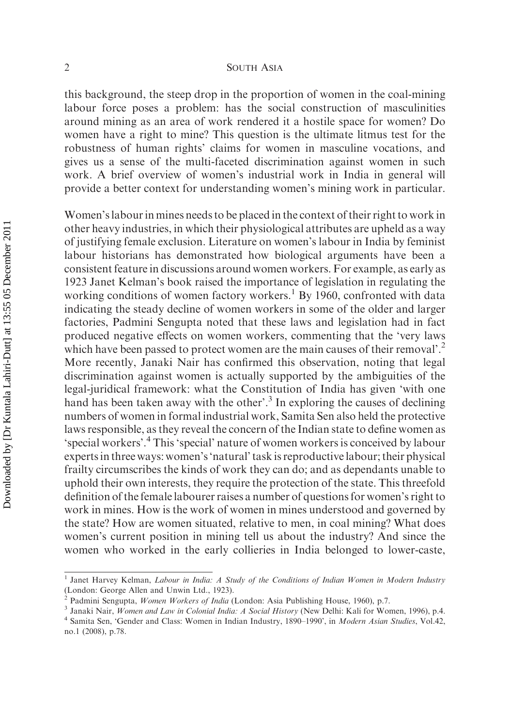this background, the steep drop in the proportion of women in the coal-mining labour force poses a problem: has the social construction of masculinities around mining as an area of work rendered it a hostile space for women? Do women have a right to mine? This question is the ultimate litmus test for the robustness of human rights' claims for women in masculine vocations, and gives us a sense of the multi-faceted discrimination against women in such work. A brief overview of women's industrial work in India in general will provide a better context for understanding women's mining work in particular.

Women's labour in mines needs to be placed in the context of their right to work in other heavy industries, in which their physiological attributes are upheld as a way of justifying female exclusion. Literature on women's labour in India by feminist labour historians has demonstrated how biological arguments have been a consistent feature in discussions around women workers. For example, as early as 1923 Janet Kelman's book raised the importance of legislation in regulating the working conditions of women factory workers.[1] By 1960, confronted with data indicating the steady decline of women workers in some of the older and larger factories, Padmini Sengupta noted that these laws and legislation had in fact produced negative effects on women workers, commenting that the 'very laws which have been passed to protect women are the main causes of their removal'.[2] More recently, Janaki Nair has confirmed this observation, noting that legal discrimination against women is actually supported by the ambiguities of the legal-juridical framework: what the Constitution of India has given 'with one hand has been taken away with the other'.[3] In exploring the causes of declining numbers of women in formal industrial work, Samita Sen also held the protective laws responsible, as they reveal the concern of the Indian state to define women as 'special workers'.[4] This 'special' nature of women workers is conceived by labour experts in three ways: women's 'natural' task is reproductive labour; their physical frailty circumscribes the kinds of work they can do; and as dependants unable to uphold their own interests, they require the protection of the state. This threefold definition of the female labourer raises a number of questions for women's right to work in mines. How is the work of women in mines understood and governed by the state? How are women situated, relative to men, in coal mining? What does women's current position in mining tell us about the industry? And since the women who worked in the early collieries in India belonged to lower-caste,

---

[1] Janet Harvey Kelman, *Labour in India: A Study of the Conditions of Indian Women in Modern Industry* (London: George Allen and Unwin Ltd., 1923).

[2] Padmini Sengupta, *Women Workers of India* (London: Asia Publishing House, 1960), p.7.

[3] Janaki Nair, *Women and Law in Colonial India: A Social History* (New Delhi: Kali for Women, 1996), p.4.

[4] Samita Sen, 'Gender and Class: Women in Indian Industry, 1890–1990', in *Modern Asian Studies*, Vol.42, no.1 (2008), p.78.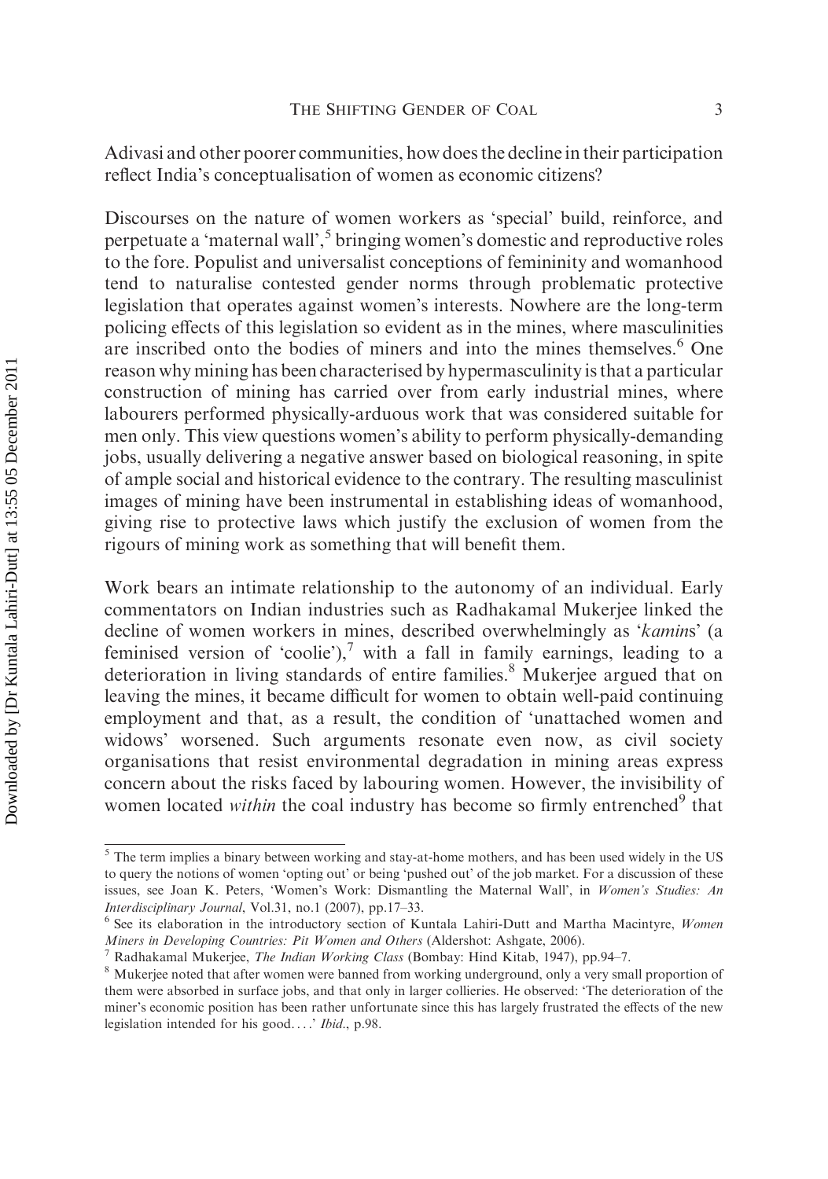Adivasi and other poorer communities, how does the decline in their participation reflect India's conceptualisation of women as economic citizens?

Discourses on the nature of women workers as 'special' build, reinforce, and perpetuate a 'maternal wall',[5] bringing women's domestic and reproductive roles to the fore. Populist and universalist conceptions of femininity and womanhood tend to naturalise contested gender norms through problematic protective legislation that operates against women's interests. Nowhere are the long-term policing effects of this legislation so evident as in the mines, where masculinities are inscribed onto the bodies of miners and into the mines themselves.[6] One reason why mining has been characterised by hypermasculinity is that a particular construction of mining has carried over from early industrial mines, where labourers performed physically-arduous work that was considered suitable for men only. This view questions women's ability to perform physically-demanding jobs, usually delivering a negative answer based on biological reasoning, in spite of ample social and historical evidence to the contrary. The resulting masculinist images of mining have been instrumental in establishing ideas of womanhood, giving rise to protective laws which justify the exclusion of women from the rigours of mining work as something that will benefit them.

Work bears an intimate relationship to the autonomy of an individual. Early commentators on Indian industries such as Radhakamal Mukerjee linked the decline of women workers in mines, described overwhelmingly as '*kamin*s' (a feminised version of 'coolie'),[7] with a fall in family earnings, leading to a deterioration in living standards of entire families.[8] Mukerjee argued that on leaving the mines, it became difficult for women to obtain well-paid continuing employment and that, as a result, the condition of 'unattached women and widows' worsened. Such arguments resonate even now, as civil society organisations that resist environmental degradation in mining areas express concern about the risks faced by labouring women. However, the invisibility of women located *within* the coal industry has become so firmly entrenched[9] that

---

[5] The term implies a binary between working and stay-at-home mothers, and has been used widely in the US to query the notions of women 'opting out' or being 'pushed out' of the job market. For a discussion of these issues, see Joan K. Peters, 'Women's Work: Dismantling the Maternal Wall', in *Women's Studies: An Interdisciplinary Journal*, Vol.31, no.1 (2007), pp.17–33.

[6] See its elaboration in the introductory section of Kuntala Lahiri-Dutt and Martha Macintyre, *Women Miners in Developing Countries: Pit Women and Others* (Aldershot: Ashgate, 2006).

[7] Radhakamal Mukerjee, *The Indian Working Class* (Bombay: Hind Kitab, 1947), pp.94–7.

[8] Mukerjee noted that after women were banned from working underground, only a very small proportion of them were absorbed in surface jobs, and that only in larger collieries. He observed: 'The deterioration of the miner's economic position has been rather unfortunate since this has largely frustrated the effects of the new legislation intended for his good....' *Ibid*., p.98.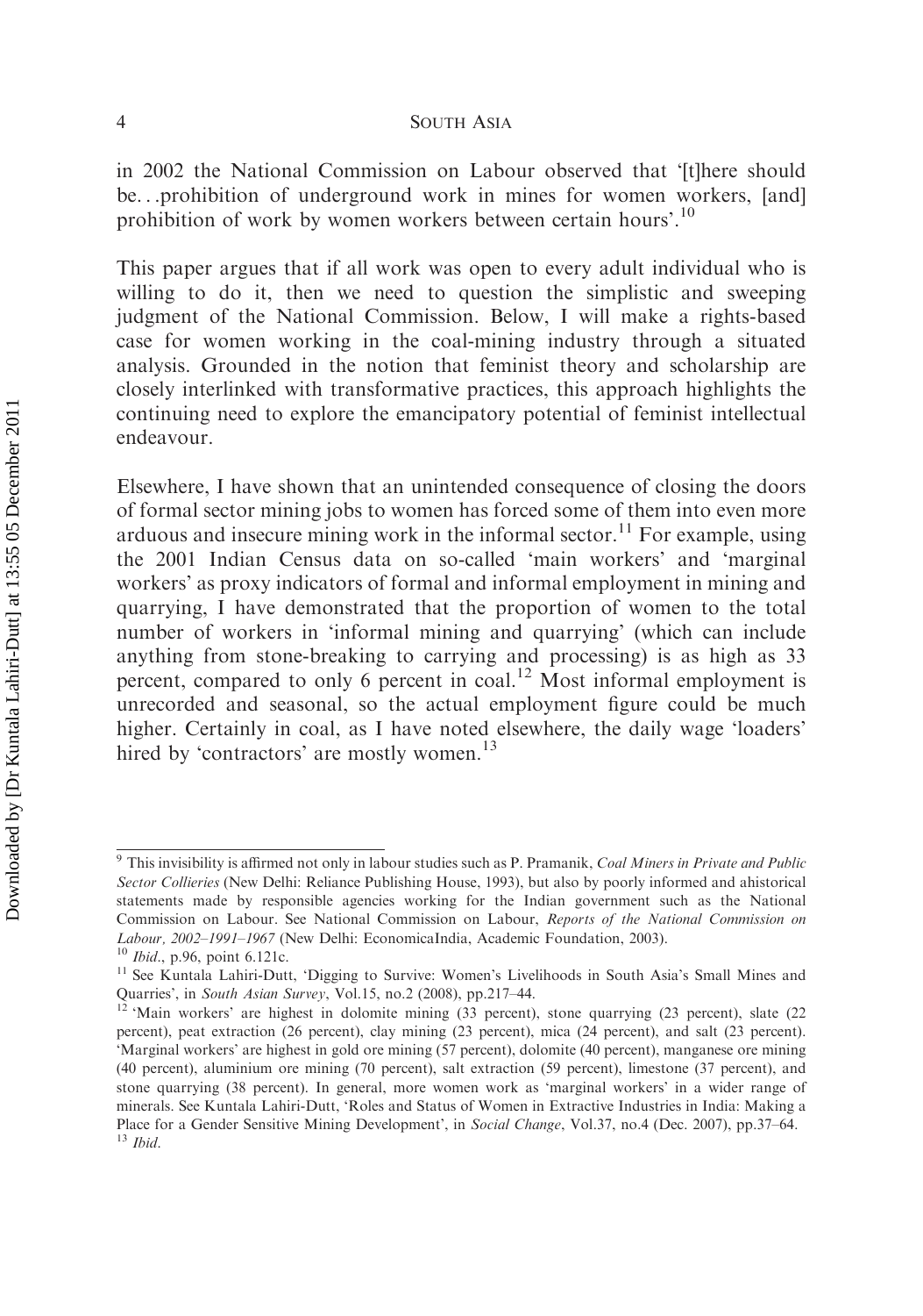in 2002 the National Commission on Labour observed that '[t]here should be...prohibition of underground work in mines for women workers, [and] prohibition of work by women workers between certain hours'.[10]

This paper argues that if all work was open to every adult individual who is willing to do it, then we need to question the simplistic and sweeping judgment of the National Commission. Below, I will make a rights-based case for women working in the coal-mining industry through a situated analysis. Grounded in the notion that feminist theory and scholarship are closely interlinked with transformative practices, this approach highlights the continuing need to explore the emancipatory potential of feminist intellectual endeavour.

Elsewhere, I have shown that an unintended consequence of closing the doors of formal sector mining jobs to women has forced some of them into even more arduous and insecure mining work in the informal sector.[11] For example, using the 2001 Indian Census data on so-called 'main workers' and 'marginal workers' as proxy indicators of formal and informal employment in mining and quarrying, I have demonstrated that the proportion of women to the total number of workers in 'informal mining and quarrying' (which can include anything from stone-breaking to carrying and processing) is as high as 33 percent, compared to only 6 percent in coal.[12] Most informal employment is unrecorded and seasonal, so the actual employment figure could be much higher. Certainly in coal, as I have noted elsewhere, the daily wage 'loaders' hired by 'contractors' are mostly women.[13]

---

[9] This invisibility is affirmed not only in labour studies such as P. Pramanik, *Coal Miners in Private and Public Sector Collieries* (New Delhi: Reliance Publishing House, 1993), but also by poorly informed and ahistorical statements made by responsible agencies working for the Indian government such as the National Commission on Labour. See National Commission on Labour, *Reports of the National Commission on Labour, 2002–1991–1967* (New Delhi: EconomicaIndia, Academic Foundation, 2003).

[10] *Ibid*., p.96, point 6.121c.

[11] See Kuntala Lahiri-Dutt, 'Digging to Survive: Women's Livelihoods in South Asia's Small Mines and Quarries', in *South Asian Survey*, Vol.15, no.2 (2008), pp.217–44.

[12] 'Main workers' are highest in dolomite mining (33 percent), stone quarrying (23 percent), slate (22 percent), peat extraction (26 percent), clay mining (23 percent), mica (24 percent), and salt (23 percent). 'Marginal workers' are highest in gold ore mining (57 percent), dolomite (40 percent), manganese ore mining (40 percent), aluminium ore mining (70 percent), salt extraction (59 percent), limestone (37 percent), and stone quarrying (38 percent). In general, more women work as 'marginal workers' in a wider range of minerals. See Kuntala Lahiri-Dutt, 'Roles and Status of Women in Extractive Industries in India: Making a Place for a Gender Sensitive Mining Development', in *Social Change*, Vol.37, no.4 (Dec. 2007), pp.37–64.

[13] *Ibid*.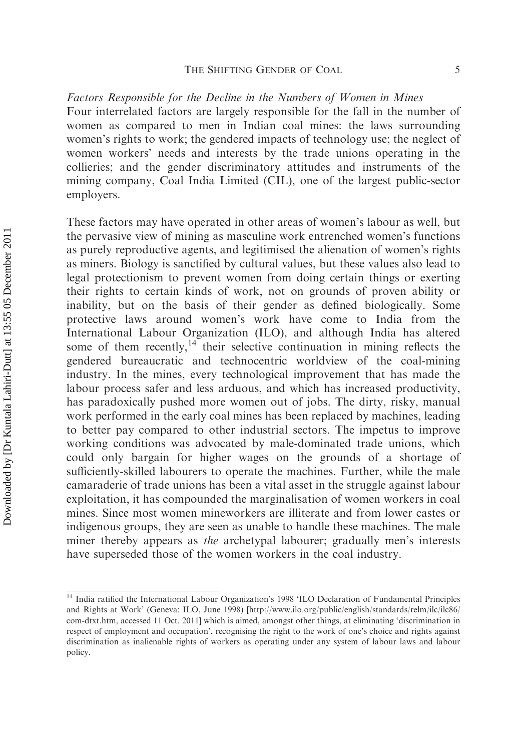*Factors Responsible for the Decline in the Numbers of Women in Mines*

Four interrelated factors are largely responsible for the fall in the number of women as compared to men in Indian coal mines: the laws surrounding women's rights to work; the gendered impacts of technology use; the neglect of women workers' needs and interests by the trade unions operating in the collieries; and the gender discriminatory attitudes and instruments of the mining company, Coal India Limited (CIL), one of the largest public-sector employers.

These factors may have operated in other areas of women's labour as well, but the pervasive view of mining as masculine work entrenched women's functions as purely reproductive agents, and legitimised the alienation of women's rights as miners. Biology is sanctified by cultural values, but these values also lead to legal protectionism to prevent women from doing certain things or exerting their rights to certain kinds of work, not on grounds of proven ability or inability, but on the basis of their gender as defined biologically. Some protective laws around women's work have come to India from the International Labour Organization (ILO), and although India has altered some of them recently,[14] their selective continuation in mining reflects the gendered bureaucratic and technocentric worldview of the coal-mining industry. In the mines, every technological improvement that has made the labour process safer and less arduous, and which has increased productivity, has paradoxically pushed more women out of jobs. The dirty, risky, manual work performed in the early coal mines has been replaced by machines, leading to better pay compared to other industrial sectors. The impetus to improve working conditions was advocated by male-dominated trade unions, which could only bargain for higher wages on the grounds of a shortage of sufficiently-skilled labourers to operate the machines. Further, while the male camaraderie of trade unions has been a vital asset in the struggle against labour exploitation, it has compounded the marginalisation of women workers in coal mines. Since most women mineworkers are illiterate and from lower castes or indigenous groups, they are seen as unable to handle these machines. The male miner thereby appears as *the* archetypal labourer; gradually men's interests have superseded those of the women workers in the coal industry.

[14] India ratified the International Labour Organization's 1998 'ILO Declaration of Fundamental Principles and Rights at Work' (Geneva: ILO, June 1998) [http://www.ilo.org/public/english/standards/relm/ilc/ilc86/com-dtxt.htm, accessed 11 Oct. 2011] which is aimed, amongst other things, at eliminating 'discrimination in respect of employment and occupation', recognising the right to the work of one's choice and rights against discrimination as inalienable rights of workers as operating under any system of labour laws and labour policy.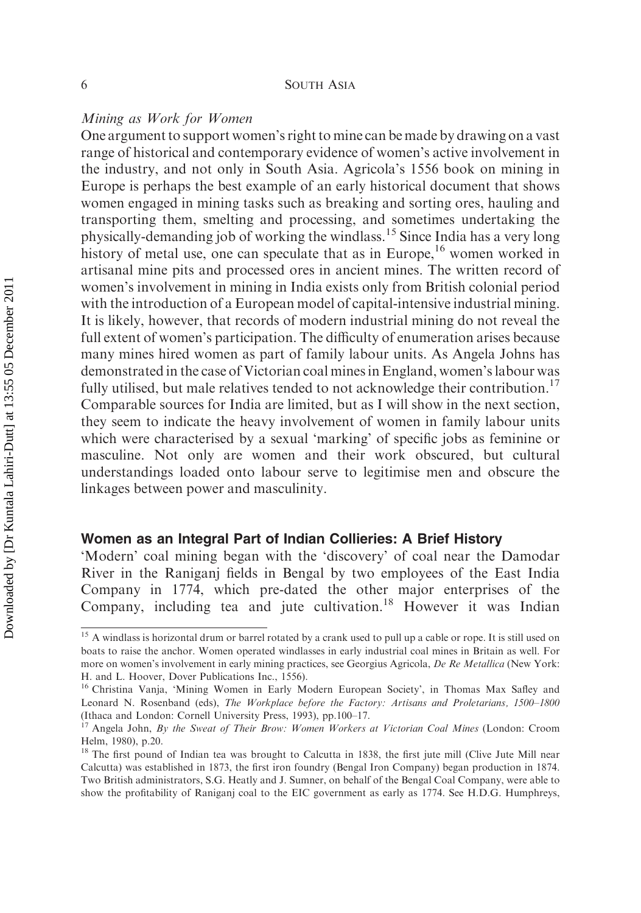*Mining as Work for Women*

One argument to support women's right to mine can be made by drawing on a vast range of historical and contemporary evidence of women's active involvement in the industry, and not only in South Asia. Agricola's 1556 book on mining in Europe is perhaps the best example of an early historical document that shows women engaged in mining tasks such as breaking and sorting ores, hauling and transporting them, smelting and processing, and sometimes undertaking the physically-demanding job of working the windlass.[15] Since India has a very long history of metal use, one can speculate that as in Europe,[16] women worked in artisanal mine pits and processed ores in ancient mines. The written record of women's involvement in mining in India exists only from British colonial period with the introduction of a European model of capital-intensive industrial mining. It is likely, however, that records of modern industrial mining do not reveal the full extent of women's participation. The difficulty of enumeration arises because many mines hired women as part of family labour units. As Angela Johns has demonstrated in the case of Victorian coal mines in England, women's labour was fully utilised, but male relatives tended to not acknowledge their contribution.[17] Comparable sources for India are limited, but as I will show in the next section, they seem to indicate the heavy involvement of women in family labour units which were characterised by a sexual 'marking' of specific jobs as feminine or masculine. Not only are women and their work obscured, but cultural understandings loaded onto labour serve to legitimise men and obscure the linkages between power and masculinity.

## Women as an Integral Part of Indian Collieries: A Brief History

'Modern' coal mining began with the 'discovery' of coal near the Damodar River in the Raniganj fields in Bengal by two employees of the East India Company in 1774, which pre-dated the other major enterprises of the Company, including tea and jute cultivation.[18] However it was Indian

---

[15] A windlass is horizontal drum or barrel rotated by a crank used to pull up a cable or rope. It is still used on boats to raise the anchor. Women operated windlasses in early industrial coal mines in Britain as well. For more on women's involvement in early mining practices, see Georgius Agricola, *De Re Metallica* (New York: H. and L. Hoover, Dover Publications Inc., 1556).

[16] Christina Vanja, 'Mining Women in Early Modern European Society', in Thomas Max Safley and Leonard N. Rosenband (eds), *The Workplace before the Factory: Artisans and Proletarians, 1500–1800* (Ithaca and London: Cornell University Press, 1993), pp.100–17.

[17] Angela John, *By the Sweat of Their Brow: Women Workers at Victorian Coal Mines* (London: Croom Helm, 1980), p.20.

[18] The first pound of Indian tea was brought to Calcutta in 1838, the first jute mill (Clive Jute Mill near Calcutta) was established in 1873, the first iron foundry (Bengal Iron Company) began production in 1874. Two British administrators, S.G. Heatly and J. Sumner, on behalf of the Bengal Coal Company, were able to show the profitability of Raniganj coal to the EIC government as early as 1774. See H.D.G. Humphreys,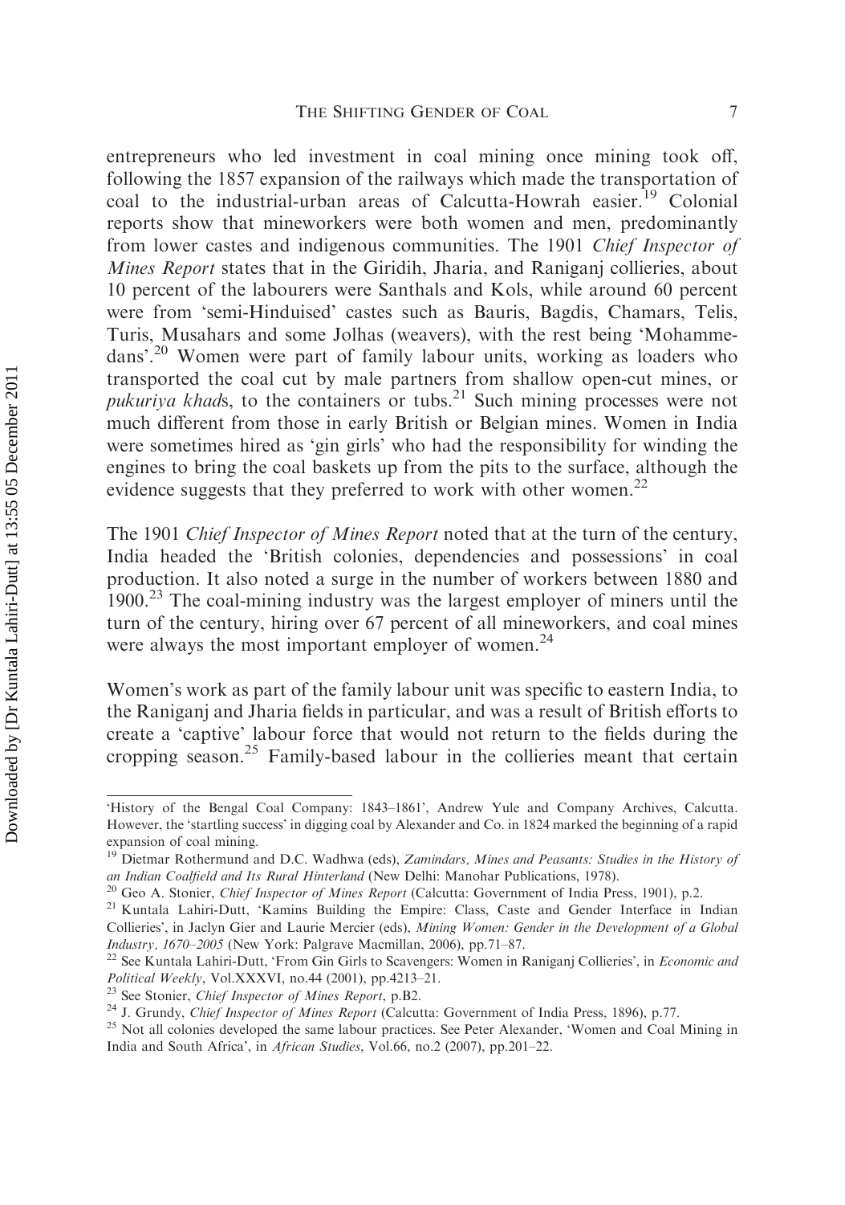entrepreneurs who led investment in coal mining once mining took off, following the 1857 expansion of the railways which made the transportation of coal to the industrial-urban areas of Calcutta-Howrah easier.[19] Colonial reports show that mineworkers were both women and men, predominantly from lower castes and indigenous communities. The 1901 *Chief Inspector of Mines Report* states that in the Giridih, Jharia, and Raniganj collieries, about 10 percent of the labourers were Santhals and Kols, while around 60 percent were from 'semi-Hinduised' castes such as Bauris, Bagdis, Chamars, Telis, Turis, Musahars and some Jolhas (weavers), with the rest being 'Mohammedans'.[20] Women were part of family labour units, working as loaders who transported the coal cut by male partners from shallow open-cut mines, or *pukuriya khad*s, to the containers or tubs.[21] Such mining processes were not much different from those in early British or Belgian mines. Women in India were sometimes hired as 'gin girls' who had the responsibility for winding the engines to bring the coal baskets up from the pits to the surface, although the evidence suggests that they preferred to work with other women.[22]

The 1901 *Chief Inspector of Mines Report* noted that at the turn of the century, India headed the 'British colonies, dependencies and possessions' in coal production. It also noted a surge in the number of workers between 1880 and 1900.[23] The coal-mining industry was the largest employer of miners until the turn of the century, hiring over 67 percent of all mineworkers, and coal mines were always the most important employer of women.[24]

Women's work as part of the family labour unit was specific to eastern India, to the Raniganj and Jharia fields in particular, and was a result of British efforts to create a 'captive' labour force that would not return to the fields during the cropping season.[25] Family-based labour in the collieries meant that certain

---

'History of the Bengal Coal Company: 1843–1861', Andrew Yule and Company Archives, Calcutta. However, the 'startling success' in digging coal by Alexander and Co. in 1824 marked the beginning of a rapid expansion of coal mining.

[19] Dietmar Rothermund and D.C. Wadhwa (eds), *Zamindars, Mines and Peasants: Studies in the History of an Indian Coalfield and Its Rural Hinterland* (New Delhi: Manohar Publications, 1978).

[20] Geo A. Stonier, *Chief Inspector of Mines Report* (Calcutta: Government of India Press, 1901), p.2.

[21] Kuntala Lahiri-Dutt, 'Kamins Building the Empire: Class, Caste and Gender Interface in Indian Collieries', in Jaclyn Gier and Laurie Mercier (eds), *Mining Women: Gender in the Development of a Global Industry, 1670–2005* (New York: Palgrave Macmillan, 2006), pp.71–87.

[22] See Kuntala Lahiri-Dutt, 'From Gin Girls to Scavengers: Women in Raniganj Collieries', in *Economic and Political Weekly*, Vol.XXXVI, no.44 (2001), pp.4213–21.

[23] See Stonier, *Chief Inspector of Mines Report*, p.B2.

[24] J. Grundy, *Chief Inspector of Mines Report* (Calcutta: Government of India Press, 1896), p.77.

[25] Not all colonies developed the same labour practices. See Peter Alexander, 'Women and Coal Mining in India and South Africa', in *African Studies*, Vol.66, no.2 (2007), pp.201–22.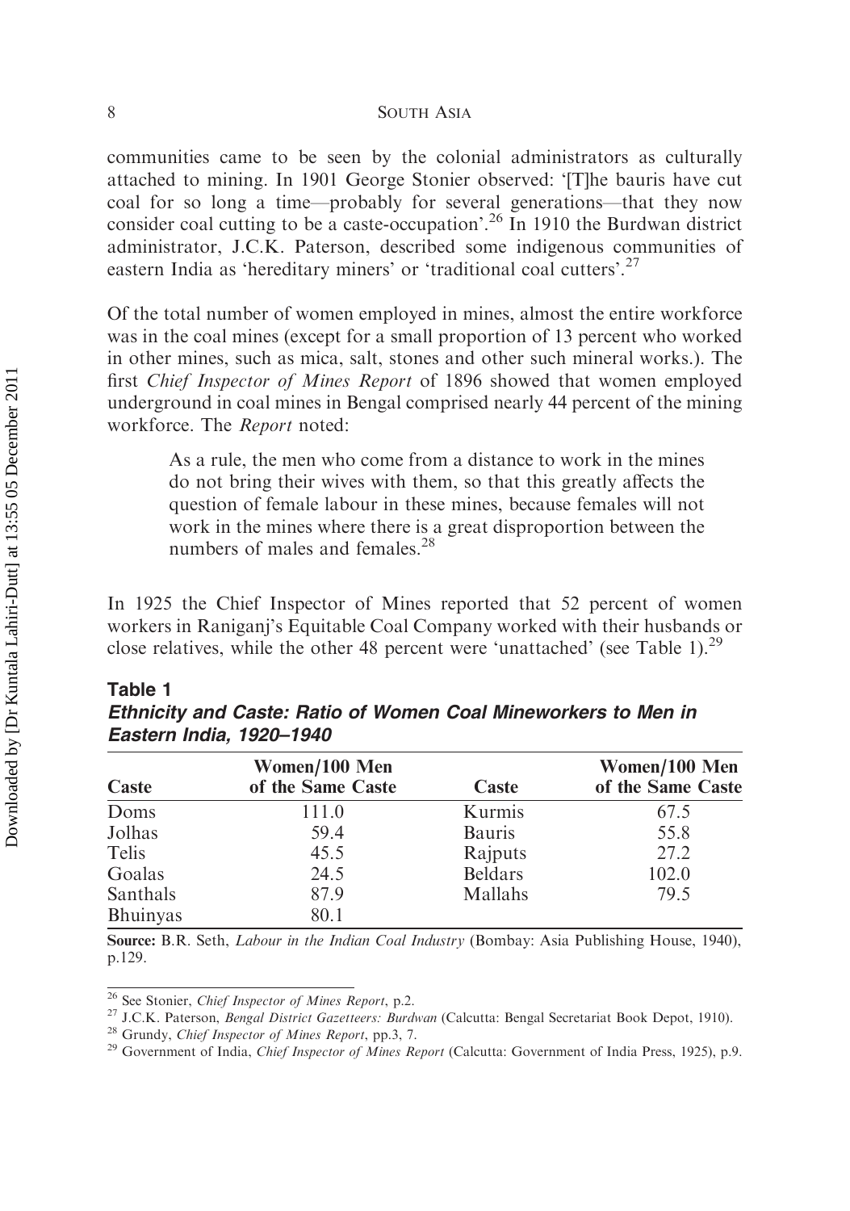communities came to be seen by the colonial administrators as culturally attached to mining. In 1901 George Stonier observed: '[T]he bauris have cut coal for so long a time—probably for several generations—that they now consider coal cutting to be a caste-occupation'.[26] In 1910 the Burdwan district administrator, J.C.K. Paterson, described some indigenous communities of eastern India as 'hereditary miners' or 'traditional coal cutters'.[27]

Of the total number of women employed in mines, almost the entire workforce was in the coal mines (except for a small proportion of 13 percent who worked in other mines, such as mica, salt, stones and other such mineral works.). The first *Chief Inspector of Mines Report* of 1896 showed that women employed underground in coal mines in Bengal comprised nearly 44 percent of the mining workforce. The *Report* noted:

> As a rule, the men who come from a distance to work in the mines do not bring their wives with them, so that this greatly affects the question of female labour in these mines, because females will not work in the mines where there is a great disproportion between the numbers of males and females.[28]

In 1925 the Chief Inspector of Mines reported that 52 percent of women workers in Raniganj's Equitable Coal Company worked with their husbands or close relatives, while the other 48 percent were 'unattached' (see Table 1).[29]

**Table 1**
***Ethnicity and Caste: Ratio of Women Coal Mineworkers to Men in Eastern India, 1920–1940***

| Caste | Women/100 Men of the Same Caste | Caste | Women/100 Men of the Same Caste |
|---|---|---|---|
| Doms | 111.0 | Kurmis | 67.5 |
| Jolhas | 59.4 | Bauris | 55.8 |
| Telis | 45.5 | Rajputs | 27.2 |
| Goalas | 24.5 | Beldars | 102.0 |
| Santhals | 87.9 | Mallahs | 79.5 |
| Bhuinyas | 80.1 | | |

**Source:** B.R. Seth, *Labour in the Indian Coal Industry* (Bombay: Asia Publishing House, 1940), p.129.

---

[26] See Stonier, *Chief Inspector of Mines Report*, p.2.

[27] J.C.K. Paterson, *Bengal District Gazetteers: Burdwan* (Calcutta: Bengal Secretariat Book Depot, 1910).

[28] Grundy, *Chief Inspector of Mines Report*, pp.3, 7.

[29] Government of India, *Chief Inspector of Mines Report* (Calcutta: Government of India Press, 1925), p.9.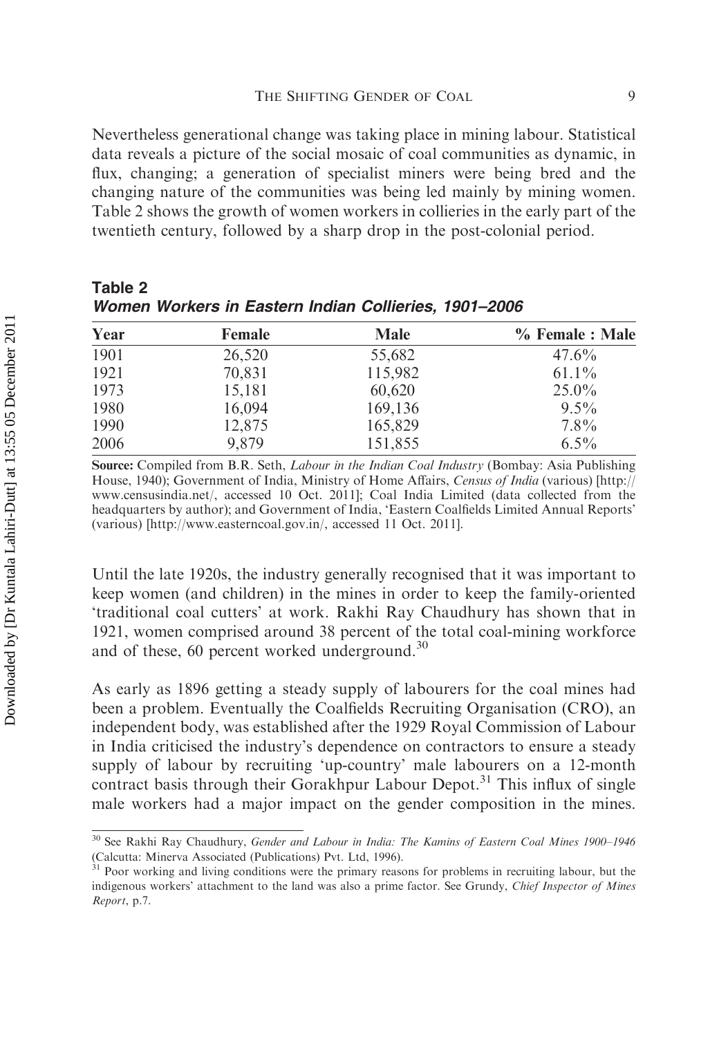Nevertheless generational change was taking place in mining labour. Statistical data reveals a picture of the social mosaic of coal communities as dynamic, in flux, changing; a generation of specialist miners were being bred and the changing nature of the communities was being led mainly by mining women. Table 2 shows the growth of women workers in collieries in the early part of the twentieth century, followed by a sharp drop in the post-colonial period.

**Table 2**
***Women Workers in Eastern Indian Collieries, 1901–2006***

| Year | Female | Male | % Female : Male |
|---|---|---|---|
| 1901 | 26,520 | 55,682 | 47.6% |
| 1921 | 70,831 | 115,982 | 61.1% |
| 1973 | 15,181 | 60,620 | 25.0% |
| 1980 | 16,094 | 169,136 | 9.5% |
| 1990 | 12,875 | 165,829 | 7.8% |
| 2006 | 9,879 | 151,855 | 6.5% |

**Source:** Compiled from B.R. Seth, *Labour in the Indian Coal Industry* (Bombay: Asia Publishing House, 1940); Government of India, Ministry of Home Affairs, *Census of India* (various) [http://www.censusindia.net/, accessed 10 Oct. 2011]; Coal India Limited (data collected from the headquarters by author); and Government of India, 'Eastern Coalfields Limited Annual Reports' (various) [http://www.easterncoal.gov.in/, accessed 11 Oct. 2011].

Until the late 1920s, the industry generally recognised that it was important to keep women (and children) in the mines in order to keep the family-oriented 'traditional coal cutters' at work. Rakhi Ray Chaudhury has shown that in 1921, women comprised around 38 percent of the total coal-mining workforce and of these, 60 percent worked underground.[30]

As early as 1896 getting a steady supply of labourers for the coal mines had been a problem. Eventually the Coalfields Recruiting Organisation (CRO), an independent body, was established after the 1929 Royal Commission of Labour in India criticised the industry's dependence on contractors to ensure a steady supply of labour by recruiting 'up-country' male labourers on a 12-month contract basis through their Gorakhpur Labour Depot.[31] This influx of single male workers had a major impact on the gender composition in the mines.

[30] See Rakhi Ray Chaudhury, *Gender and Labour in India: The Kamins of Eastern Coal Mines 1900–1946* (Calcutta: Minerva Associated (Publications) Pvt. Ltd, 1996).

[31] Poor working and living conditions were the primary reasons for problems in recruiting labour, but the indigenous workers' attachment to the land was also a prime factor. See Grundy, *Chief Inspector of Mines Report*, p.7.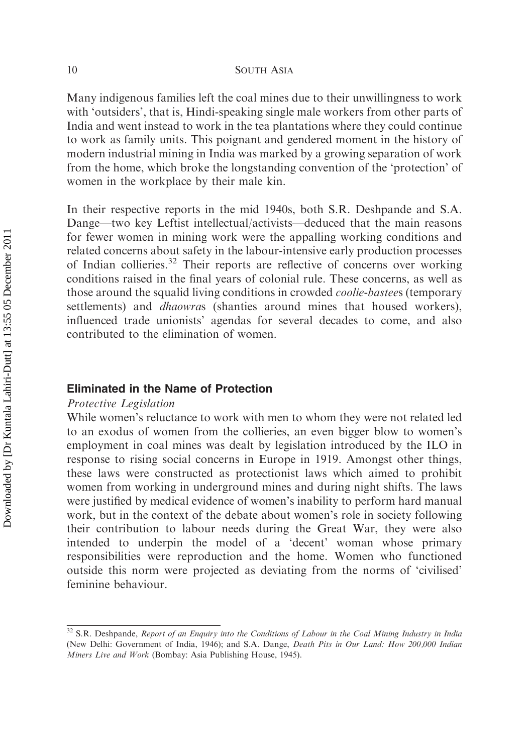Many indigenous families left the coal mines due to their unwillingness to work with 'outsiders', that is, Hindi-speaking single male workers from other parts of India and went instead to work in the tea plantations where they could continue to work as family units. This poignant and gendered moment in the history of modern industrial mining in India was marked by a growing separation of work from the home, which broke the longstanding convention of the 'protection' of women in the workplace by their male kin.

In their respective reports in the mid 1940s, both S.R. Deshpande and S.A. Dange—two key Leftist intellectual/activists—deduced that the main reasons for fewer women in mining work were the appalling working conditions and related concerns about safety in the labour-intensive early production processes of Indian collieries.[32] Their reports are reflective of concerns over working conditions raised in the final years of colonial rule. These concerns, as well as those around the squalid living conditions in crowded *coolie-bastee*s (temporary settlements) and *dhaowra*s (shanties around mines that housed workers), influenced trade unionists' agendas for several decades to come, and also contributed to the elimination of women.

## Eliminated in the Name of Protection

### *Protective Legislation*

While women's reluctance to work with men to whom they were not related led to an exodus of women from the collieries, an even bigger blow to women's employment in coal mines was dealt by legislation introduced by the ILO in response to rising social concerns in Europe in 1919. Amongst other things, these laws were constructed as protectionist laws which aimed to prohibit women from working in underground mines and during night shifts. The laws were justified by medical evidence of women's inability to perform hard manual work, but in the context of the debate about women's role in society following their contribution to labour needs during the Great War, they were also intended to underpin the model of a 'decent' woman whose primary responsibilities were reproduction and the home. Women who functioned outside this norm were projected as deviating from the norms of 'civilised' feminine behaviour.

---

[32] S.R. Deshpande, *Report of an Enquiry into the Conditions of Labour in the Coal Mining Industry in India* (New Delhi: Government of India, 1946); and S.A. Dange, *Death Pits in Our Land: How 200,000 Indian Miners Live and Work* (Bombay: Asia Publishing House, 1945).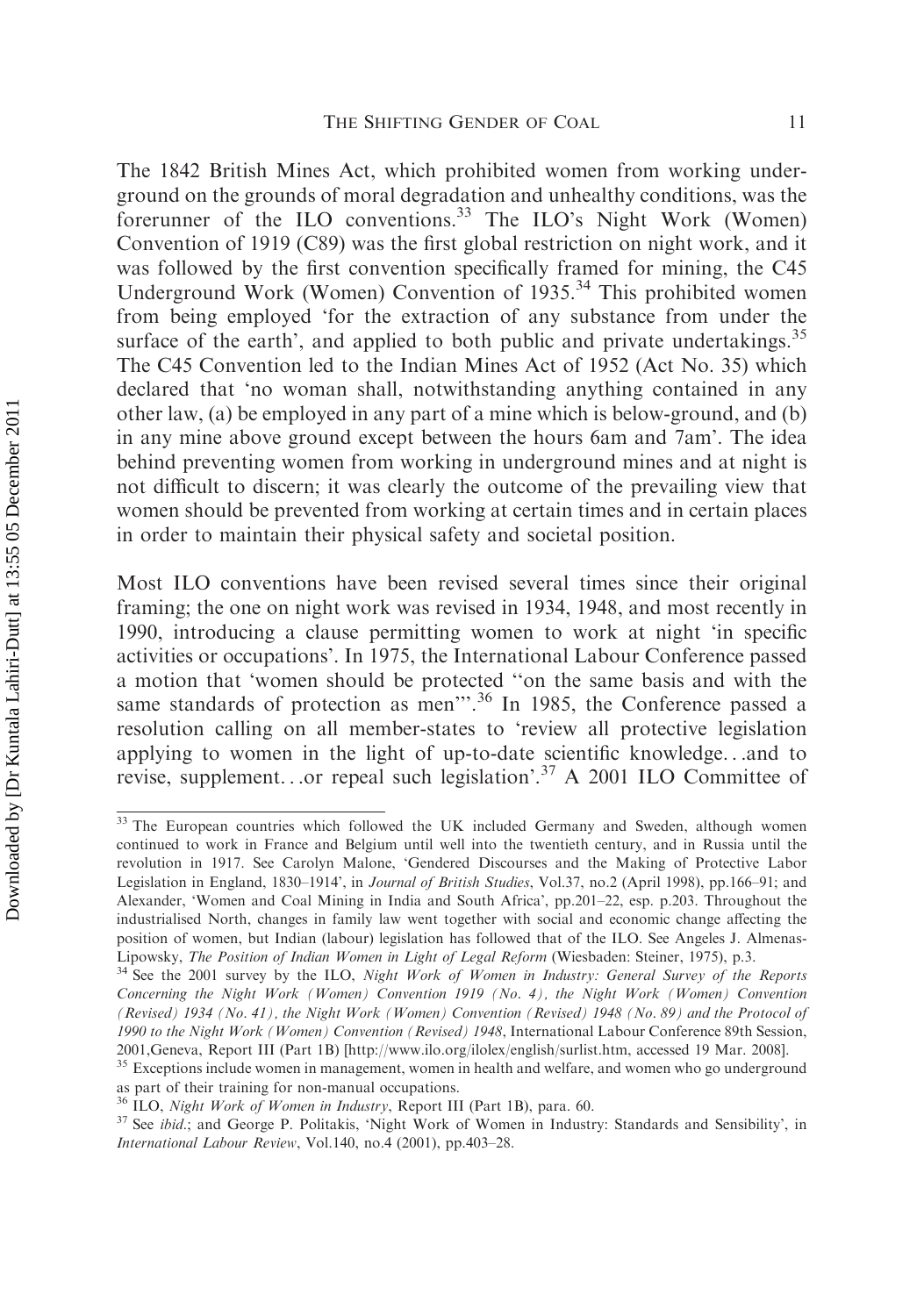The 1842 British Mines Act, which prohibited women from working underground on the grounds of moral degradation and unhealthy conditions, was the forerunner of the ILO conventions.[33] The ILO's Night Work (Women) Convention of 1919 (C89) was the first global restriction on night work, and it was followed by the first convention specifically framed for mining, the C45 Underground Work (Women) Convention of 1935.[34] This prohibited women from being employed 'for the extraction of any substance from under the surface of the earth', and applied to both public and private undertakings.[35] The C45 Convention led to the Indian Mines Act of 1952 (Act No. 35) which declared that 'no woman shall, notwithstanding anything contained in any other law, (a) be employed in any part of a mine which is below-ground, and (b) in any mine above ground except between the hours 6am and 7am'. The idea behind preventing women from working in underground mines and at night is not difficult to discern; it was clearly the outcome of the prevailing view that women should be prevented from working at certain times and in certain places in order to maintain their physical safety and societal position.

Most ILO conventions have been revised several times since their original framing; the one on night work was revised in 1934, 1948, and most recently in 1990, introducing a clause permitting women to work at night 'in specific activities or occupations'. In 1975, the International Labour Conference passed a motion that 'women should be protected "on the same basis and with the same standards of protection as men"'.[36] In 1985, the Conference passed a resolution calling on all member-states to 'review all protective legislation applying to women in the light of up-to-date scientific knowledge...and to revise, supplement...or repeal such legislation'.[37] A 2001 ILO Committee of

---

[33] The European countries which followed the UK included Germany and Sweden, although women continued to work in France and Belgium until well into the twentieth century, and in Russia until the revolution in 1917. See Carolyn Malone, 'Gendered Discourses and the Making of Protective Labor Legislation in England, 1830–1914', in *Journal of British Studies*, Vol.37, no.2 (April 1998), pp.166–91; and Alexander, 'Women and Coal Mining in India and South Africa', pp.201–22, esp. p.203. Throughout the industrialised North, changes in family law went together with social and economic change affecting the position of women, but Indian (labour) legislation has followed that of the ILO. See Angeles J. Almenas-Lipowsky, *The Position of Indian Women in Light of Legal Reform* (Wiesbaden: Steiner, 1975), p.3.

[34] See the 2001 survey by the ILO, *Night Work of Women in Industry: General Survey of the Reports Concerning the Night Work (Women) Convention 1919 (No. 4), the Night Work (Women) Convention (Revised) 1934 (No. 41), the Night Work (Women) Convention (Revised) 1948 (No. 89) and the Protocol of 1990 to the Night Work (Women) Convention (Revised) 1948*, International Labour Conference 89th Session, 2001,Geneva, Report III (Part 1B) [http://www.ilo.org/ilolex/english/surlist.htm, accessed 19 Mar. 2008].

[35] Exceptions include women in management, women in health and welfare, and women who go underground as part of their training for non-manual occupations.

[36] ILO, *Night Work of Women in Industry*, Report III (Part 1B), para. 60.

[37] See *ibid.*; and George P. Politakis, 'Night Work of Women in Industry: Standards and Sensibility', in *International Labour Review*, Vol.140, no.4 (2001), pp.403–28.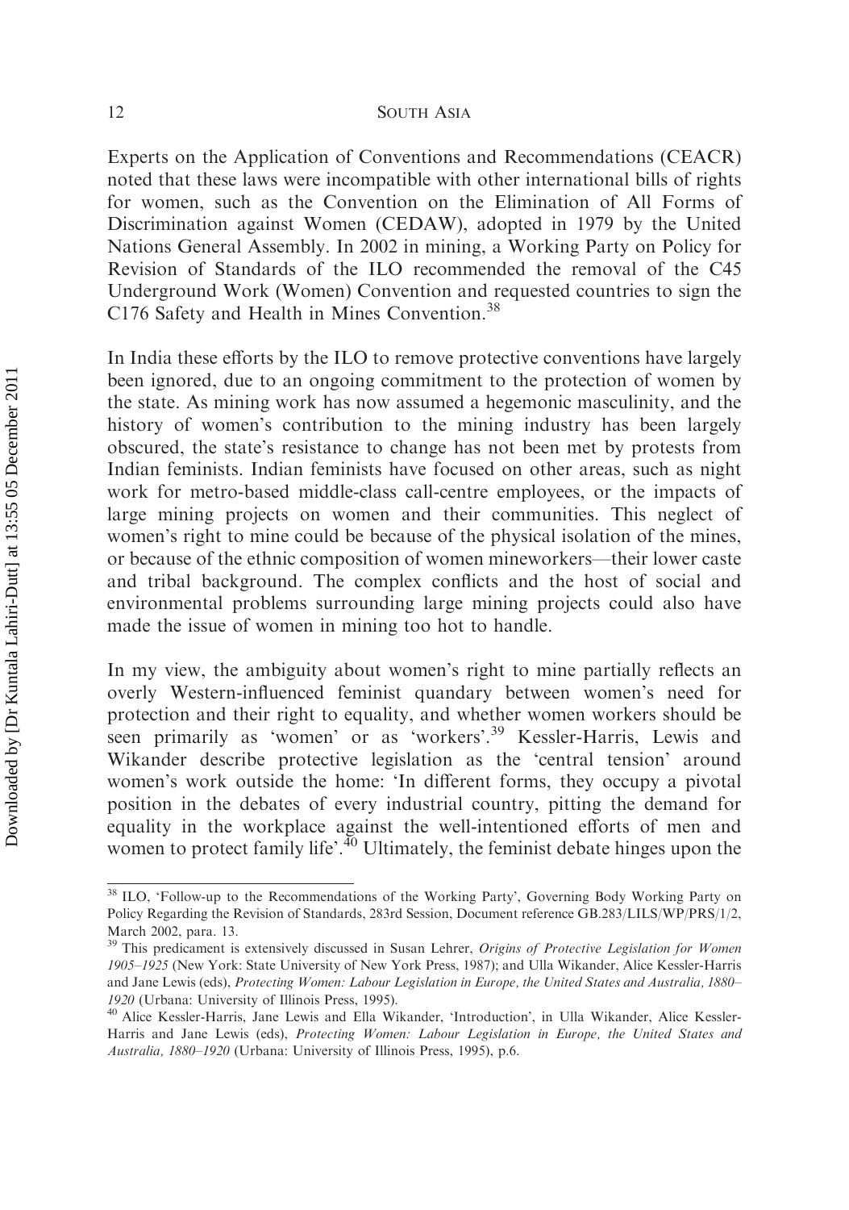Experts on the Application of Conventions and Recommendations (CEACR) noted that these laws were incompatible with other international bills of rights for women, such as the Convention on the Elimination of All Forms of Discrimination against Women (CEDAW), adopted in 1979 by the United Nations General Assembly. In 2002 in mining, a Working Party on Policy for Revision of Standards of the ILO recommended the removal of the C45 Underground Work (Women) Convention and requested countries to sign the C176 Safety and Health in Mines Convention.[38]

In India these efforts by the ILO to remove protective conventions have largely been ignored, due to an ongoing commitment to the protection of women by the state. As mining work has now assumed a hegemonic masculinity, and the history of women's contribution to the mining industry has been largely obscured, the state's resistance to change has not been met by protests from Indian feminists. Indian feminists have focused on other areas, such as night work for metro-based middle-class call-centre employees, or the impacts of large mining projects on women and their communities. This neglect of women's right to mine could be because of the physical isolation of the mines, or because of the ethnic composition of women mineworkers—their lower caste and tribal background. The complex conflicts and the host of social and environmental problems surrounding large mining projects could also have made the issue of women in mining too hot to handle.

In my view, the ambiguity about women's right to mine partially reflects an overly Western-influenced feminist quandary between women's need for protection and their right to equality, and whether women workers should be seen primarily as 'women' or as 'workers'.[39] Kessler-Harris, Lewis and Wikander describe protective legislation as the 'central tension' around women's work outside the home: 'In different forms, they occupy a pivotal position in the debates of every industrial country, pitting the demand for equality in the workplace against the well-intentioned efforts of men and women to protect family life'.[40] Ultimately, the feminist debate hinges upon the

---

[38] ILO, 'Follow-up to the Recommendations of the Working Party', Governing Body Working Party on Policy Regarding the Revision of Standards, 283rd Session, Document reference GB.283/LILS/WP/PRS/1/2, March 2002, para. 13.

[39] This predicament is extensively discussed in Susan Lehrer, *Origins of Protective Legislation for Women 1905–1925* (New York: State University of New York Press, 1987); and Ulla Wikander, Alice Kessler-Harris and Jane Lewis (eds), *Protecting Women: Labour Legislation in Europe, the United States and Australia, 1880–1920* (Urbana: University of Illinois Press, 1995).

[40] Alice Kessler-Harris, Jane Lewis and Ella Wikander, 'Introduction', in Ulla Wikander, Alice Kessler-Harris and Jane Lewis (eds), *Protecting Women: Labour Legislation in Europe, the United States and Australia, 1880–1920* (Urbana: University of Illinois Press, 1995), p.6.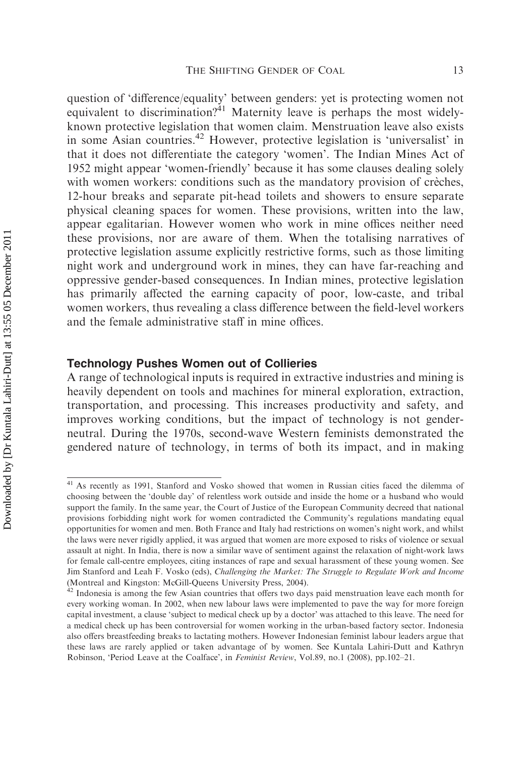question of 'difference/equality' between genders: yet is protecting women not equivalent to discrimination?[41] Maternity leave is perhaps the most widely-known protective legislation that women claim. Menstruation leave also exists in some Asian countries.[42] However, protective legislation is 'universalist' in that it does not differentiate the category 'women'. The Indian Mines Act of 1952 might appear 'women-friendly' because it has some clauses dealing solely with women workers: conditions such as the mandatory provision of crèches, 12-hour breaks and separate pit-head toilets and showers to ensure separate physical cleaning spaces for women. These provisions, written into the law, appear egalitarian. However women who work in mine offices neither need these provisions, nor are aware of them. When the totalising narratives of protective legislation assume explicitly restrictive forms, such as those limiting night work and underground work in mines, they can have far-reaching and oppressive gender-based consequences. In Indian mines, protective legislation has primarily affected the earning capacity of poor, low-caste, and tribal women workers, thus revealing a class difference between the field-level workers and the female administrative staff in mine offices.

### Technology Pushes Women out of Collieries

A range of technological inputs is required in extractive industries and mining is heavily dependent on tools and machines for mineral exploration, extraction, transportation, and processing. This increases productivity and safety, and improves working conditions, but the impact of technology is not gender-neutral. During the 1970s, second-wave Western feminists demonstrated the gendered nature of technology, in terms of both its impact, and in making

---

[41] As recently as 1991, Stanford and Vosko showed that women in Russian cities faced the dilemma of choosing between the 'double day' of relentless work outside and inside the home or a husband who would support the family. In the same year, the Court of Justice of the European Community decreed that national provisions forbidding night work for women contradicted the Community's regulations mandating equal opportunities for women and men. Both France and Italy had restrictions on women's night work, and whilst the laws were never rigidly applied, it was argued that women are more exposed to risks of violence or sexual assault at night. In India, there is now a similar wave of sentiment against the relaxation of night-work laws for female call-centre employees, citing instances of rape and sexual harassment of these young women. See Jim Stanford and Leah F. Vosko (eds), *Challenging the Market: The Struggle to Regulate Work and Income* (Montreal and Kingston: McGill-Queens University Press, 2004).

[42] Indonesia is among the few Asian countries that offers two days paid menstruation leave each month for every working woman. In 2002, when new labour laws were implemented to pave the way for more foreign capital investment, a clause 'subject to medical check up by a doctor' was attached to this leave. The need for a medical check up has been controversial for women working in the urban-based factory sector. Indonesia also offers breastfeeding breaks to lactating mothers. However Indonesian feminist labour leaders argue that these laws are rarely applied or taken advantage of by women. See Kuntala Lahiri-Dutt and Kathryn Robinson, 'Period Leave at the Coalface', in *Feminist Review*, Vol.89, no.1 (2008), pp.102–21.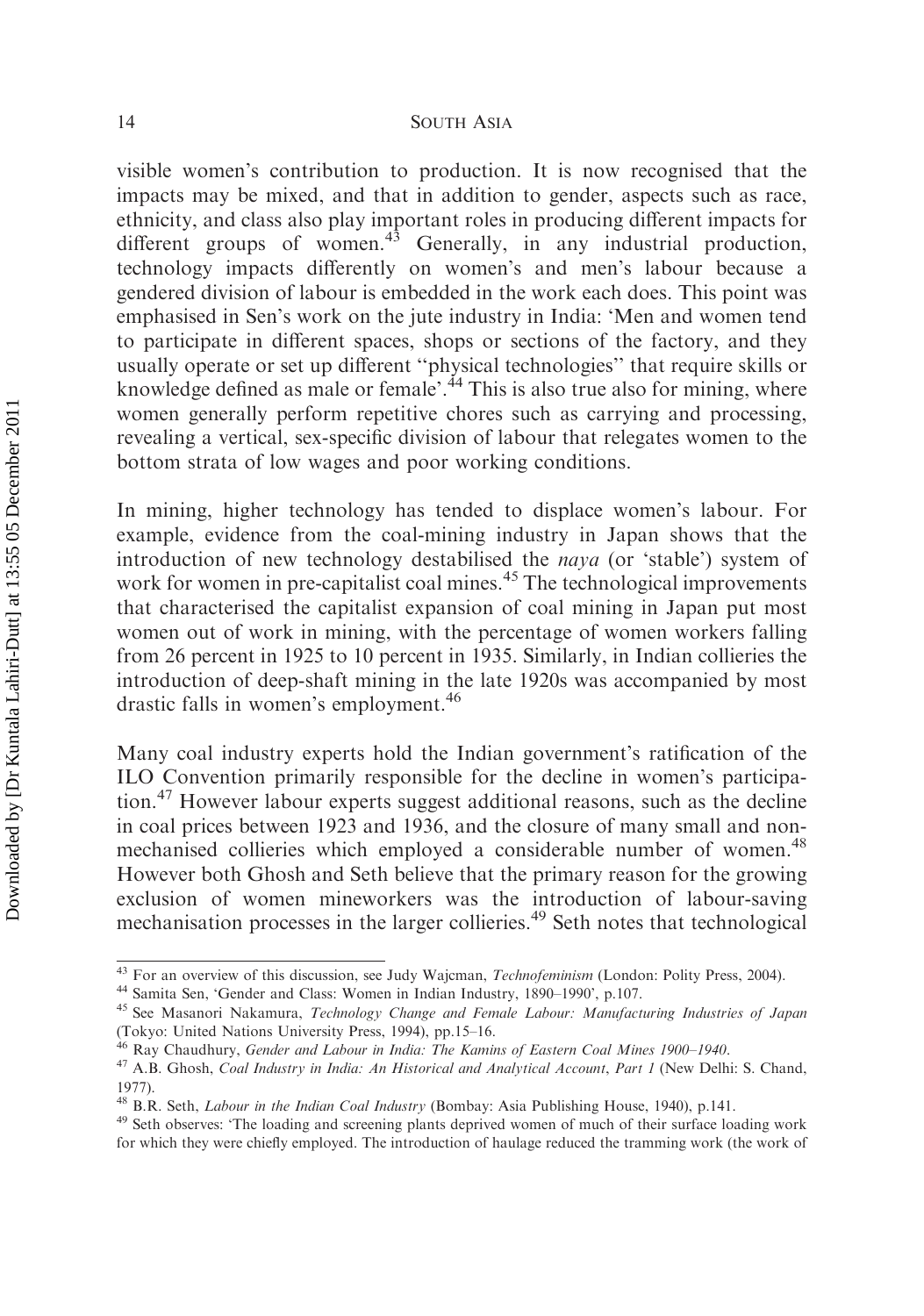visible women's contribution to production. It is now recognised that the impacts may be mixed, and that in addition to gender, aspects such as race, ethnicity, and class also play important roles in producing different impacts for different groups of women.[43] Generally, in any industrial production, technology impacts differently on women's and men's labour because a gendered division of labour is embedded in the work each does. This point was emphasised in Sen's work on the jute industry in India: 'Men and women tend to participate in different spaces, shops or sections of the factory, and they usually operate or set up different ''physical technologies'' that require skills or knowledge defined as male or female'.[44] This is also true also for mining, where women generally perform repetitive chores such as carrying and processing, revealing a vertical, sex-specific division of labour that relegates women to the bottom strata of low wages and poor working conditions.

In mining, higher technology has tended to displace women's labour. For example, evidence from the coal-mining industry in Japan shows that the introduction of new technology destabilised the *naya* (or 'stable') system of work for women in pre-capitalist coal mines.[45] The technological improvements that characterised the capitalist expansion of coal mining in Japan put most women out of work in mining, with the percentage of women workers falling from 26 percent in 1925 to 10 percent in 1935. Similarly, in Indian collieries the introduction of deep-shaft mining in the late 1920s was accompanied by most drastic falls in women's employment.[46]

Many coal industry experts hold the Indian government's ratification of the ILO Convention primarily responsible for the decline in women's participation.[47] However labour experts suggest additional reasons, such as the decline in coal prices between 1923 and 1936, and the closure of many small and non-mechanised collieries which employed a considerable number of women.[48] However both Ghosh and Seth believe that the primary reason for the growing exclusion of women mineworkers was the introduction of labour-saving mechanisation processes in the larger collieries.[49] Seth notes that technological

---

[43] For an overview of this discussion, see Judy Wajcman, *Technofeminism* (London: Polity Press, 2004).

[44] Samita Sen, 'Gender and Class: Women in Indian Industry, 1890–1990', p.107.

[45] See Masanori Nakamura, *Technology Change and Female Labour: Manufacturing Industries of Japan* (Tokyo: United Nations University Press, 1994), pp.15–16.

[46] Ray Chaudhury, *Gender and Labour in India: The Kamins of Eastern Coal Mines 1900–1940*.

[47] A.B. Ghosh, *Coal Industry in India: An Historical and Analytical Account*, *Part 1* (New Delhi: S. Chand, 1977).

[48] B.R. Seth, *Labour in the Indian Coal Industry* (Bombay: Asia Publishing House, 1940), p.141.

[49] Seth observes: 'The loading and screening plants deprived women of much of their surface loading work for which they were chiefly employed. The introduction of haulage reduced the tramming work (the work of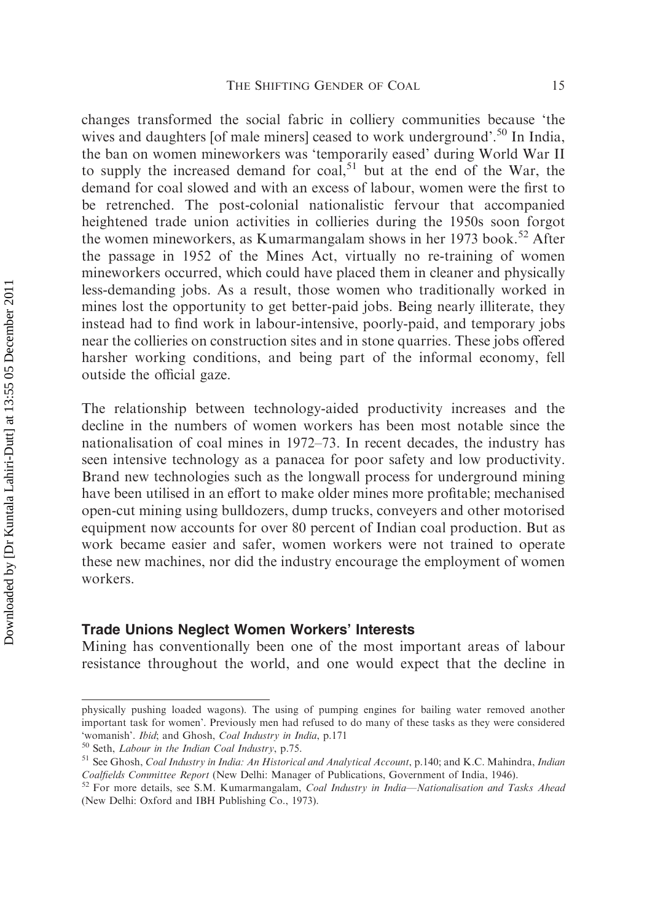changes transformed the social fabric in colliery communities because 'the wives and daughters [of male miners] ceased to work underground'.[50] In India, the ban on women mineworkers was 'temporarily eased' during World War II to supply the increased demand for coal,[51] but at the end of the War, the demand for coal slowed and with an excess of labour, women were the first to be retrenched. The post-colonial nationalistic fervour that accompanied heightened trade union activities in collieries during the 1950s soon forgot the women mineworkers, as Kumarmangalam shows in her 1973 book.[52] After the passage in 1952 of the Mines Act, virtually no re-training of women mineworkers occurred, which could have placed them in cleaner and physically less-demanding jobs. As a result, those women who traditionally worked in mines lost the opportunity to get better-paid jobs. Being nearly illiterate, they instead had to find work in labour-intensive, poorly-paid, and temporary jobs near the collieries on construction sites and in stone quarries. These jobs offered harsher working conditions, and being part of the informal economy, fell outside the official gaze.

The relationship between technology-aided productivity increases and the decline in the numbers of women workers has been most notable since the nationalisation of coal mines in 1972–73. In recent decades, the industry has seen intensive technology as a panacea for poor safety and low productivity. Brand new technologies such as the longwall process for underground mining have been utilised in an effort to make older mines more profitable; mechanised open-cut mining using bulldozers, dump trucks, conveyers and other motorised equipment now accounts for over 80 percent of Indian coal production. But as work became easier and safer, women workers were not trained to operate these new machines, nor did the industry encourage the employment of women workers.

### Trade Unions Neglect Women Workers' Interests

Mining has conventionally been one of the most important areas of labour resistance throughout the world, and one would expect that the decline in

---

physically pushing loaded wagons). The using of pumping engines for bailing water removed another important task for women'. Previously men had refused to do many of these tasks as they were considered 'womanish'. *Ibid*; and Ghosh, *Coal Industry in India*, p.171

[50] Seth, *Labour in the Indian Coal Industry*, p.75.

[51] See Ghosh, *Coal Industry in India: An Historical and Analytical Account*, p.140; and K.C. Mahindra, *Indian Coalfields Committee Report* (New Delhi: Manager of Publications, Government of India, 1946).

[52] For more details, see S.M. Kumarmangalam, *Coal Industry in India—Nationalisation and Tasks Ahead* (New Delhi: Oxford and IBH Publishing Co., 1973).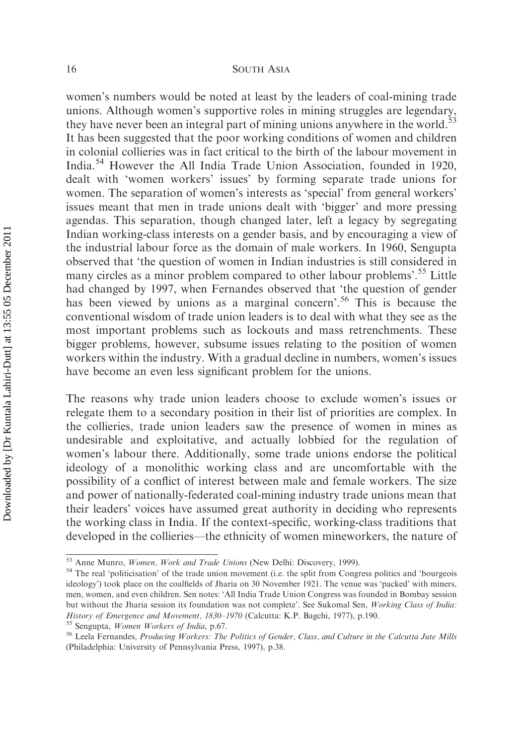women's numbers would be noted at least by the leaders of coal-mining trade unions. Although women's supportive roles in mining struggles are legendary, they have never been an integral part of mining unions anywhere in the world.[53] It has been suggested that the poor working conditions of women and children in colonial collieries was in fact critical to the birth of the labour movement in India.[54] However the All India Trade Union Association, founded in 1920, dealt with 'women workers' issues' by forming separate trade unions for women. The separation of women's interests as 'special' from general workers' issues meant that men in trade unions dealt with 'bigger' and more pressing agendas. This separation, though changed later, left a legacy by segregating Indian working-class interests on a gender basis, and by encouraging a view of the industrial labour force as the domain of male workers. In 1960, Sengupta observed that 'the question of women in Indian industries is still considered in many circles as a minor problem compared to other labour problems'.[55] Little had changed by 1997, when Fernandes observed that 'the question of gender has been viewed by unions as a marginal concern'.[56] This is because the conventional wisdom of trade union leaders is to deal with what they see as the most important problems such as lockouts and mass retrenchments. These bigger problems, however, subsume issues relating to the position of women workers within the industry. With a gradual decline in numbers, women's issues have become an even less significant problem for the unions.

The reasons why trade union leaders choose to exclude women's issues or relegate them to a secondary position in their list of priorities are complex. In the collieries, trade union leaders saw the presence of women in mines as undesirable and exploitative, and actually lobbied for the regulation of women's labour there. Additionally, some trade unions endorse the political ideology of a monolithic working class and are uncomfortable with the possibility of a conflict of interest between male and female workers. The size and power of nationally-federated coal-mining industry trade unions mean that their leaders' voices have assumed great authority in deciding who represents the working class in India. If the context-specific, working-class traditions that developed in the collieries—the ethnicity of women mineworkers, the nature of

---

[53] Anne Munro, *Women, Work and Trade Unions* (New Delhi: Discovery, 1999).

[54] The real 'politicisation' of the trade union movement (i.e. the split from Congress politics and 'bourgeois ideology') took place on the coalfields of Jharia on 30 November 1921. The venue was 'packed' with miners, men, women, and even children. Sen notes: 'All India Trade Union Congress was founded in Bombay session but without the Jharia session its foundation was not complete'. See Sukomal Sen, *Working Class of India: History of Emergence and Movement, 1830–1970* (Calcutta: K.P. Bagchi, 1977), p.190.

[55] Sengupta, *Women Workers of India*, p.67.

[56] Leela Fernandes, *Producing Workers: The Politics of Gender, Class, and Culture in the Calcutta Jute Mills* (Philadelphia: University of Pennsylvania Press, 1997), p.38.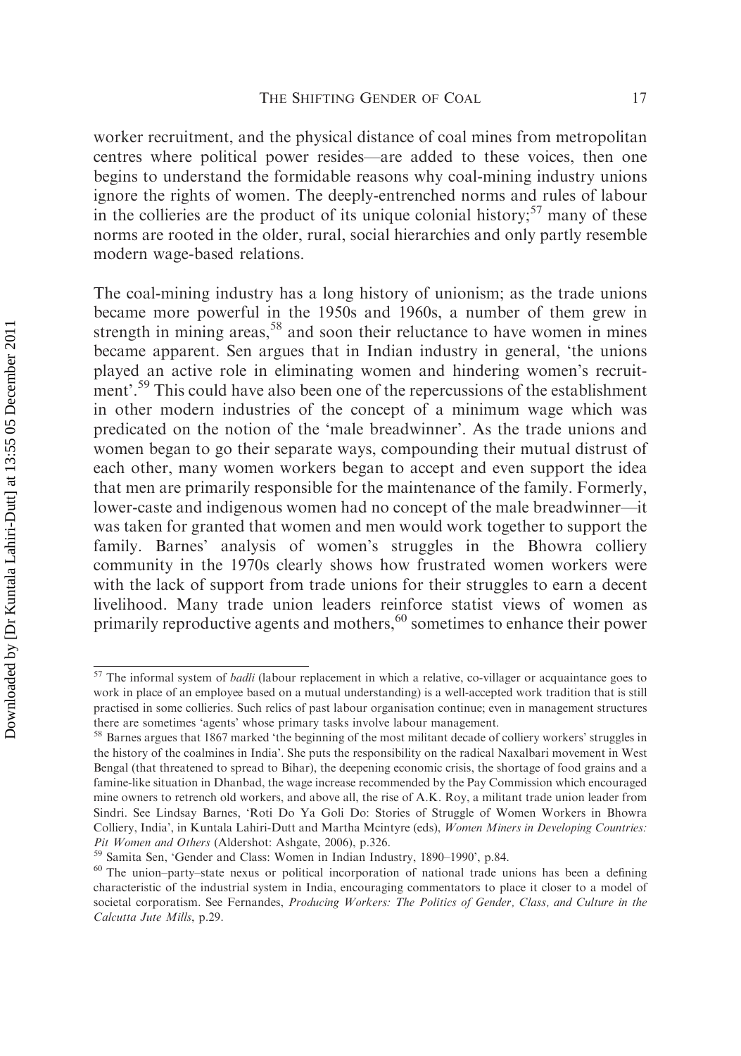worker recruitment, and the physical distance of coal mines from metropolitan centres where political power resides—are added to these voices, then one begins to understand the formidable reasons why coal-mining industry unions ignore the rights of women. The deeply-entrenched norms and rules of labour in the collieries are the product of its unique colonial history;[57] many of these norms are rooted in the older, rural, social hierarchies and only partly resemble modern wage-based relations.

The coal-mining industry has a long history of unionism; as the trade unions became more powerful in the 1950s and 1960s, a number of them grew in strength in mining areas,[58] and soon their reluctance to have women in mines became apparent. Sen argues that in Indian industry in general, 'the unions played an active role in eliminating women and hindering women's recruitment'.[59] This could have also been one of the repercussions of the establishment in other modern industries of the concept of a minimum wage which was predicated on the notion of the 'male breadwinner'. As the trade unions and women began to go their separate ways, compounding their mutual distrust of each other, many women workers began to accept and even support the idea that men are primarily responsible for the maintenance of the family. Formerly, lower-caste and indigenous women had no concept of the male breadwinner—it was taken for granted that women and men would work together to support the family. Barnes' analysis of women's struggles in the Bhowra colliery community in the 1970s clearly shows how frustrated women workers were with the lack of support from trade unions for their struggles to earn a decent livelihood. Many trade union leaders reinforce statist views of women as primarily reproductive agents and mothers,[60] sometimes to enhance their power

---

[57] The informal system of *badli* (labour replacement in which a relative, co-villager or acquaintance goes to work in place of an employee based on a mutual understanding) is a well-accepted work tradition that is still practised in some collieries. Such relics of past labour organisation continue; even in management structures there are sometimes 'agents' whose primary tasks involve labour management.

[58] Barnes argues that 1867 marked 'the beginning of the most militant decade of colliery workers' struggles in the history of the coalmines in India'. She puts the responsibility on the radical Naxalbari movement in West Bengal (that threatened to spread to Bihar), the deepening economic crisis, the shortage of food grains and a famine-like situation in Dhanbad, the wage increase recommended by the Pay Commission which encouraged mine owners to retrench old workers, and above all, the rise of A.K. Roy, a militant trade union leader from Sindri. See Lindsay Barnes, 'Roti Do Ya Goli Do: Stories of Struggle of Women Workers in Bhowra Colliery, India', in Kuntala Lahiri-Dutt and Martha Mcintyre (eds), *Women Miners in Developing Countries: Pit Women and Others* (Aldershot: Ashgate, 2006), p.326.

[59] Samita Sen, 'Gender and Class: Women in Indian Industry, 1890–1990', p.84.

[60] The union–party–state nexus or political incorporation of national trade unions has been a defining characteristic of the industrial system in India, encouraging commentators to place it closer to a model of societal corporatism. See Fernandes, *Producing Workers: The Politics of Gender, Class, and Culture in the Calcutta Jute Mills*, p.29.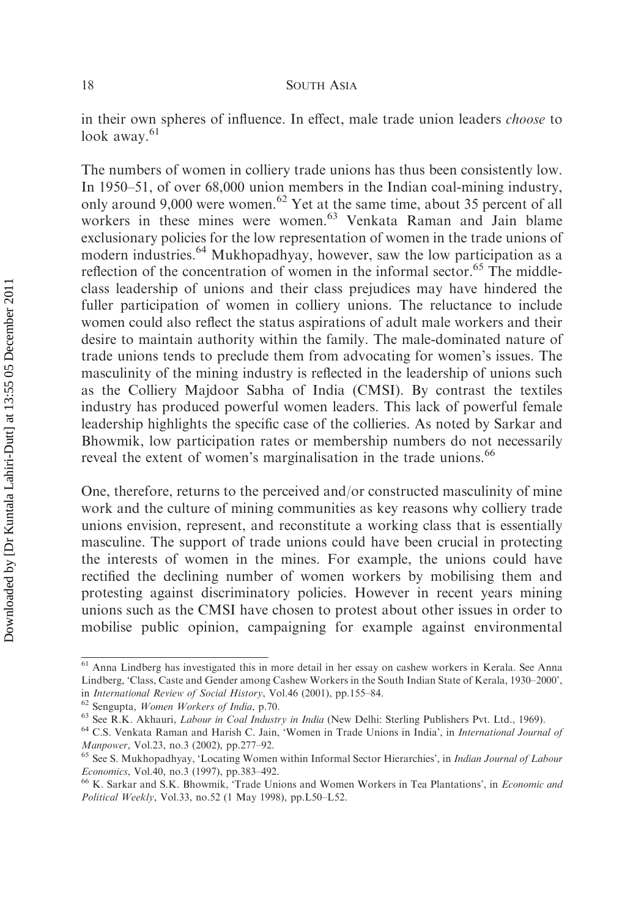in their own spheres of influence. In effect, male trade union leaders *choose* to look away.[61]

The numbers of women in colliery trade unions has thus been consistently low. In 1950–51, of over 68,000 union members in the Indian coal-mining industry, only around 9,000 were women.[62] Yet at the same time, about 35 percent of all workers in these mines were women.[63] Venkata Raman and Jain blame exclusionary policies for the low representation of women in the trade unions of modern industries.[64] Mukhopadhyay, however, saw the low participation as a reflection of the concentration of women in the informal sector.[65] The middle-class leadership of unions and their class prejudices may have hindered the fuller participation of women in colliery unions. The reluctance to include women could also reflect the status aspirations of adult male workers and their desire to maintain authority within the family. The male-dominated nature of trade unions tends to preclude them from advocating for women's issues. The masculinity of the mining industry is reflected in the leadership of unions such as the Colliery Majdoor Sabha of India (CMSI). By contrast the textiles industry has produced powerful women leaders. This lack of powerful female leadership highlights the specific case of the collieries. As noted by Sarkar and Bhowmik, low participation rates or membership numbers do not necessarily reveal the extent of women's marginalisation in the trade unions.[66]

One, therefore, returns to the perceived and/or constructed masculinity of mine work and the culture of mining communities as key reasons why colliery trade unions envision, represent, and reconstitute a working class that is essentially masculine. The support of trade unions could have been crucial in protecting the interests of women in the mines. For example, the unions could have rectified the declining number of women workers by mobilising them and protesting against discriminatory policies. However in recent years mining unions such as the CMSI have chosen to protest about other issues in order to mobilise public opinion, campaigning for example against environmental

---

[61] Anna Lindberg has investigated this in more detail in her essay on cashew workers in Kerala. See Anna Lindberg, 'Class, Caste and Gender among Cashew Workers in the South Indian State of Kerala, 1930–2000', in *International Review of Social History*, Vol.46 (2001), pp.155–84.

[62] Sengupta, *Women Workers of India*, p.70.

[63] See R.K. Akhauri, *Labour in Coal Industry in India* (New Delhi: Sterling Publishers Pvt. Ltd., 1969).

[64] C.S. Venkata Raman and Harish C. Jain, 'Women in Trade Unions in India', in *International Journal of Manpower*, Vol.23, no.3 (2002), pp.277–92.

[65] See S. Mukhopadhyay, 'Locating Women within Informal Sector Hierarchies', in *Indian Journal of Labour Economics*, Vol.40, no.3 (1997), pp.383–492.

[66] K. Sarkar and S.K. Bhowmik, 'Trade Unions and Women Workers in Tea Plantations', in *Economic and Political Weekly*, Vol.33, no.52 (1 May 1998), pp.L50–L52.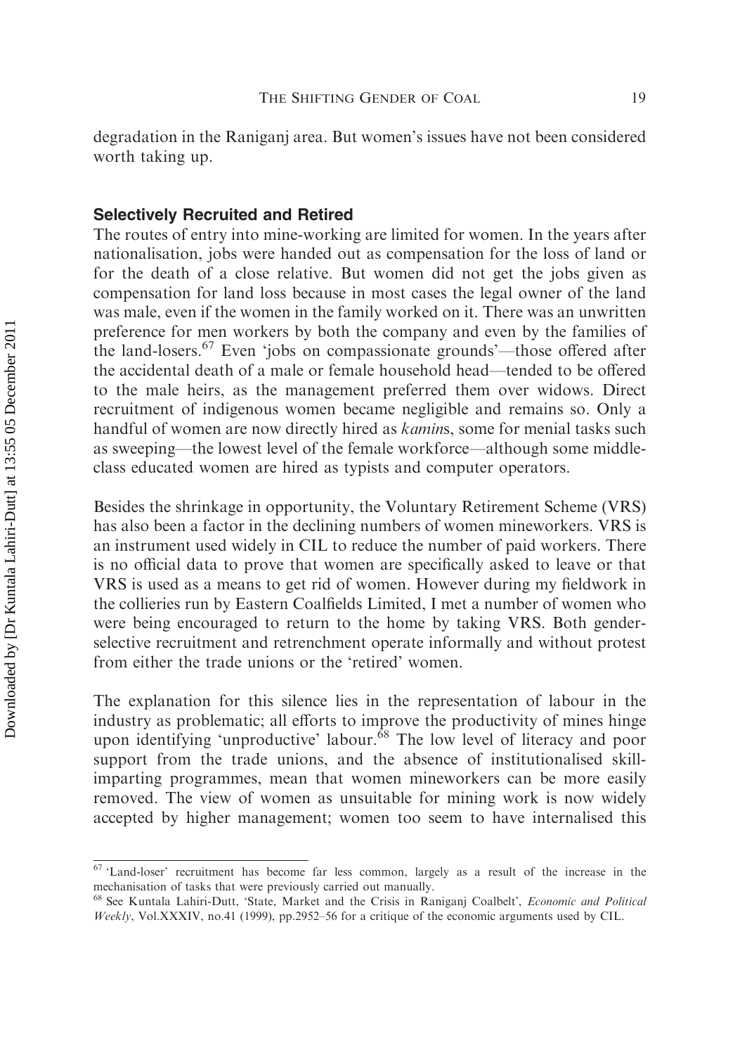degradation in the Raniganj area. But women's issues have not been considered worth taking up.

### Selectively Recruited and Retired

The routes of entry into mine-working are limited for women. In the years after nationalisation, jobs were handed out as compensation for the loss of land or for the death of a close relative. But women did not get the jobs given as compensation for land loss because in most cases the legal owner of the land was male, even if the women in the family worked on it. There was an unwritten preference for men workers by both the company and even by the families of the land-losers.[67] Even 'jobs on compassionate grounds'—those offered after the accidental death of a male or female household head—tended to be offered to the male heirs, as the management preferred them over widows. Direct recruitment of indigenous women became negligible and remains so. Only a handful of women are now directly hired as *kamin*s, some for menial tasks such as sweeping—the lowest level of the female workforce—although some middle-class educated women are hired as typists and computer operators.

Besides the shrinkage in opportunity, the Voluntary Retirement Scheme (VRS) has also been a factor in the declining numbers of women mineworkers. VRS is an instrument used widely in CIL to reduce the number of paid workers. There is no official data to prove that women are specifically asked to leave or that VRS is used as a means to get rid of women. However during my fieldwork in the collieries run by Eastern Coalfields Limited, I met a number of women who were being encouraged to return to the home by taking VRS. Both gender-selective recruitment and retrenchment operate informally and without protest from either the trade unions or the 'retired' women.

The explanation for this silence lies in the representation of labour in the industry as problematic; all efforts to improve the productivity of mines hinge upon identifying 'unproductive' labour.[68] The low level of literacy and poor support from the trade unions, and the absence of institutionalised skill-imparting programmes, mean that women mineworkers can be more easily removed. The view of women as unsuitable for mining work is now widely accepted by higher management; women too seem to have internalised this

---

[67] 'Land-loser' recruitment has become far less common, largely as a result of the increase in the mechanisation of tasks that were previously carried out manually.

[68] See Kuntala Lahiri-Dutt, 'State, Market and the Crisis in Raniganj Coalbelt', *Economic and Political Weekly*, Vol.XXXIV, no.41 (1999), pp.2952–56 for a critique of the economic arguments used by CIL.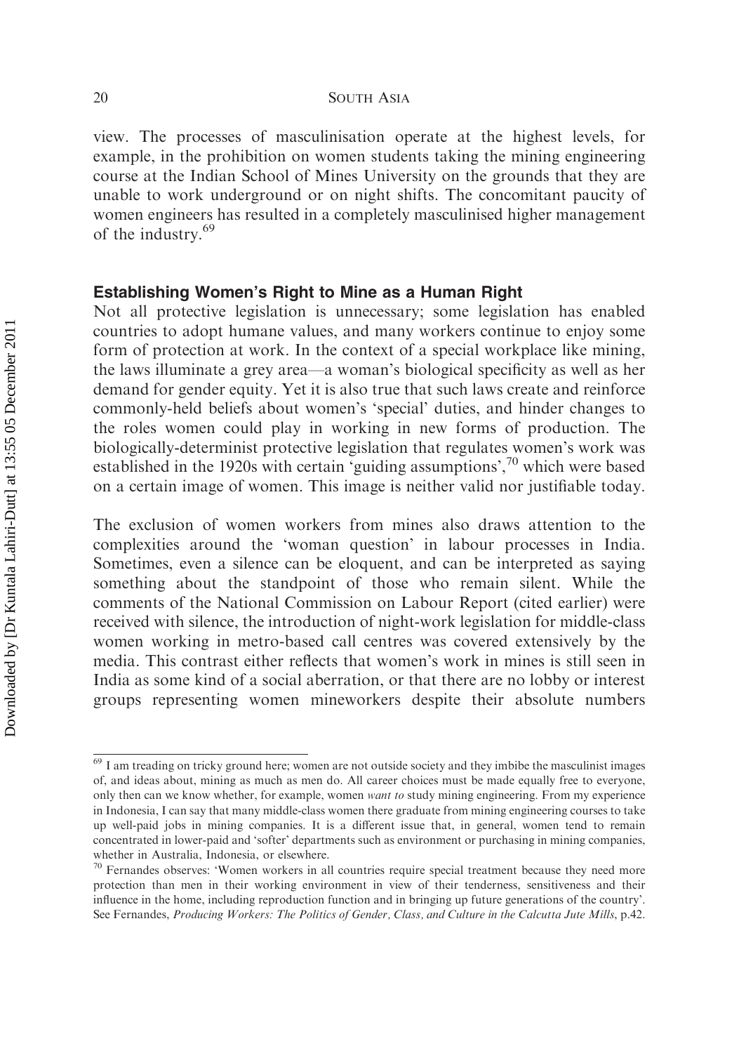view. The processes of masculinisation operate at the highest levels, for example, in the prohibition on women students taking the mining engineering course at the Indian School of Mines University on the grounds that they are unable to work underground or on night shifts. The concomitant paucity of women engineers has resulted in a completely masculinised higher management of the industry.[69]

### Establishing Women's Right to Mine as a Human Right

Not all protective legislation is unnecessary; some legislation has enabled countries to adopt humane values, and many workers continue to enjoy some form of protection at work. In the context of a special workplace like mining, the laws illuminate a grey area—a woman's biological specificity as well as her demand for gender equity. Yet it is also true that such laws create and reinforce commonly-held beliefs about women's 'special' duties, and hinder changes to the roles women could play in working in new forms of production. The biologically-determinist protective legislation that regulates women's work was established in the 1920s with certain 'guiding assumptions',[70] which were based on a certain image of women. This image is neither valid nor justifiable today.

The exclusion of women workers from mines also draws attention to the complexities around the 'woman question' in labour processes in India. Sometimes, even a silence can be eloquent, and can be interpreted as saying something about the standpoint of those who remain silent. While the comments of the National Commission on Labour Report (cited earlier) were received with silence, the introduction of night-work legislation for middle-class women working in metro-based call centres was covered extensively by the media. This contrast either reflects that women's work in mines is still seen in India as some kind of a social aberration, or that there are no lobby or interest groups representing women mineworkers despite their absolute numbers

---

[69] I am treading on tricky ground here; women are not outside society and they imbibe the masculinist images of, and ideas about, mining as much as men do. All career choices must be made equally free to everyone, only then can we know whether, for example, women *want to* study mining engineering. From my experience in Indonesia, I can say that many middle-class women there graduate from mining engineering courses to take up well-paid jobs in mining companies. It is a different issue that, in general, women tend to remain concentrated in lower-paid and 'softer' departments such as environment or purchasing in mining companies, whether in Australia, Indonesia, or elsewhere.

[70] Fernandes observes: 'Women workers in all countries require special treatment because they need more protection than men in their working environment in view of their tenderness, sensitiveness and their influence in the home, including reproduction function and in bringing up future generations of the country'. See Fernandes, *Producing Workers: The Politics of Gender, Class, and Culture in the Calcutta Jute Mills*, p.42.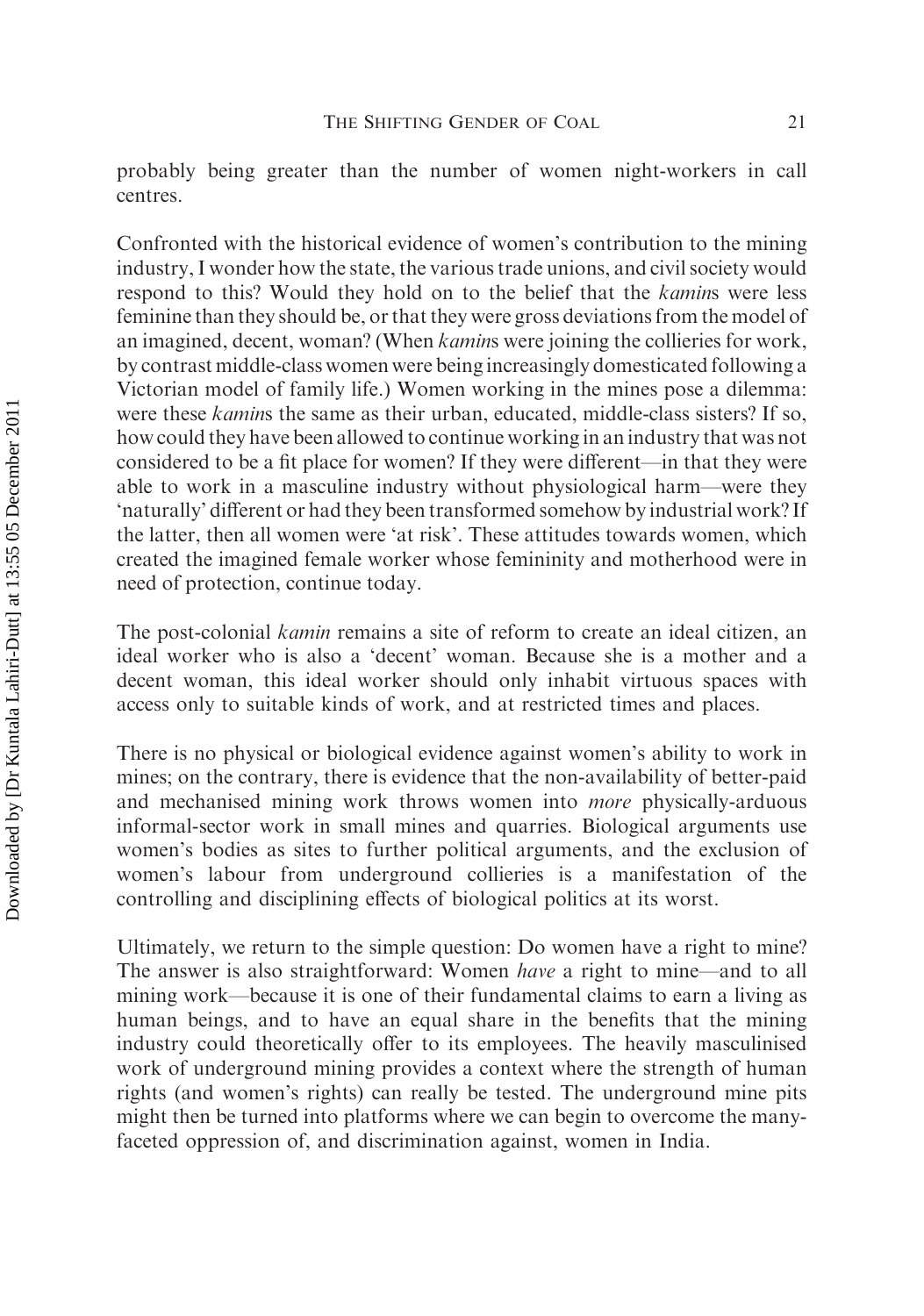probably being greater than the number of women night-workers in call centres.

Confronted with the historical evidence of women's contribution to the mining industry, I wonder how the state, the various trade unions, and civil society would respond to this? Would they hold on to the belief that the *kamin*s were less feminine than they should be, or that they were gross deviations from the model of an imagined, decent, woman? (When *kamin*s were joining the collieries for work, by contrast middle-class women were being increasingly domesticated following a Victorian model of family life.) Women working in the mines pose a dilemma: were these *kamin*s the same as their urban, educated, middle-class sisters? If so, how could they have been allowed to continue working in an industry that was not considered to be a fit place for women? If they were different—in that they were able to work in a masculine industry without physiological harm—were they 'naturally' different or had they been transformed somehow by industrial work? If the latter, then all women were 'at risk'. These attitudes towards women, which created the imagined female worker whose femininity and motherhood were in need of protection, continue today.

The post-colonial *kamin* remains a site of reform to create an ideal citizen, an ideal worker who is also a 'decent' woman. Because she is a mother and a decent woman, this ideal worker should only inhabit virtuous spaces with access only to suitable kinds of work, and at restricted times and places.

There is no physical or biological evidence against women's ability to work in mines; on the contrary, there is evidence that the non-availability of better-paid and mechanised mining work throws women into *more* physically-arduous informal-sector work in small mines and quarries. Biological arguments use women's bodies as sites to further political arguments, and the exclusion of women's labour from underground collieries is a manifestation of the controlling and disciplining effects of biological politics at its worst.

Ultimately, we return to the simple question: Do women have a right to mine? The answer is also straightforward: Women *have* a right to mine—and to all mining work—because it is one of their fundamental claims to earn a living as human beings, and to have an equal share in the benefits that the mining industry could theoretically offer to its employees. The heavily masculinised work of underground mining provides a context where the strength of human rights (and women's rights) can really be tested. The underground mine pits might then be turned into platforms where we can begin to overcome the many-faceted oppression of, and discrimination against, women in India.